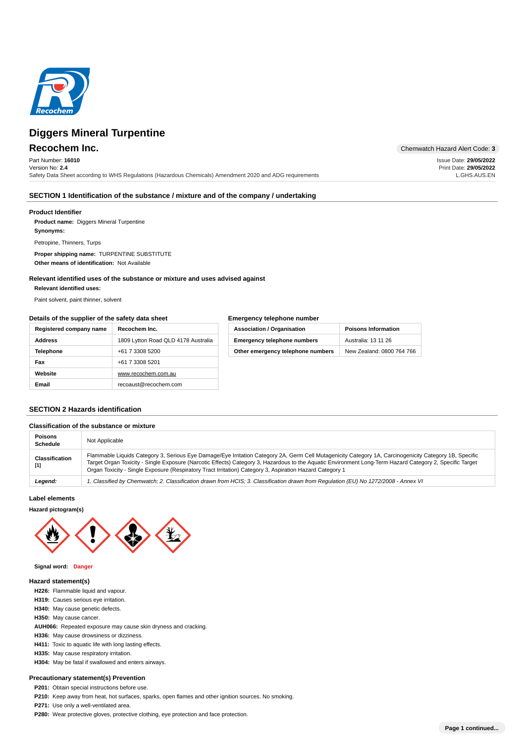# Diggers Mineral Turpentine

## Recochem Inc.

Chemwatch Hazard Alert Code: **3**

Part Number: **16010**
Version No: **2.4**
Safety Data Sheet according to WHS Regulations (Hazardous Chemicals) Amendment 2020 and ADG requirements

Issue Date: **29/05/2022**
Print Date: **29/05/2022**
L.GHS.AUS.EN

## SECTION 1 Identification of the substance / mixture and of the company / undertaking

### Product Identifier

**Product name:** Diggers Mineral Turpentine

**Synonyms:**

Petropine, Thinners, Turps

**Proper shipping name:** TURPENTINE SUBSTITUTE

**Other means of identification:** Not Available

### Relevant identified uses of the substance or mixture and uses advised against

**Relevant identified uses:**

Paint solvent, paint thinner, solvent

### Details of the supplier of the safety data sheet

| Registered company name | Recochem Inc. |
| --- | --- |
| Address | 1809 Lytton Road QLD 4178 Australia |
| Telephone | +61 7 3308 5200 |
| Fax | +61 7 3308 5201 |
| Website | www.recochem.com.au |
| Email | recoaust@recochem.com |

### Emergency telephone number

| Association / Organisation | Poisons Information |
| --- | --- |
| Emergency telephone numbers | Australia: 13 11 26 |
| Other emergency telephone numbers | New Zealand: 0800 764 766 |

## SECTION 2 Hazards identification

### Classification of the substance or mixture

| Poisons Schedule | Not Applicable |
| --- | --- |
| Classification [1] | Flammable Liquids Category 3, Serious Eye Damage/Eye Irritation Category 2A, Germ Cell Mutagenicity Category 1A, Carcinogenicity Category 1B, Specific Target Organ Toxicity - Single Exposure (Narcotic Effects) Category 3, Hazardous to the Aquatic Environment Long-Term Hazard Category 2, Specific Target Organ Toxicity - Single Exposure (Respiratory Tract Irritation) Category 3, Aspiration Hazard Category 1 |
| *Legend:* | *1. Classified by Chemwatch; 2. Classification drawn from HCIS; 3. Classification drawn from Regulation (EU) No 1272/2008 - Annex VI* |

### Label elements

**Hazard pictogram(s)**

**Signal word:** **Danger**

### Hazard statement(s)

**H226:** Flammable liquid and vapour.
**H319:** Causes serious eye irritation.
**H340:** May cause genetic defects.
**H350:** May cause cancer.
**AUH066:** Repeated exposure may cause skin dryness and cracking.
**H336:** May cause drowsiness or dizziness.
**H411:** Toxic to aquatic life with long lasting effects.
**H335:** May cause respiratory irritation.
**H304:** May be fatal if swallowed and enters airways.

### Precautionary statement(s) Prevention

**P201:** Obtain special instructions before use.
**P210:** Keep away from heat, hot surfaces, sparks, open flames and other ignition sources. No smoking.
**P271:** Use only a well-ventilated area.
**P280:** Wear protective gloves, protective clothing, eye protection and face protection.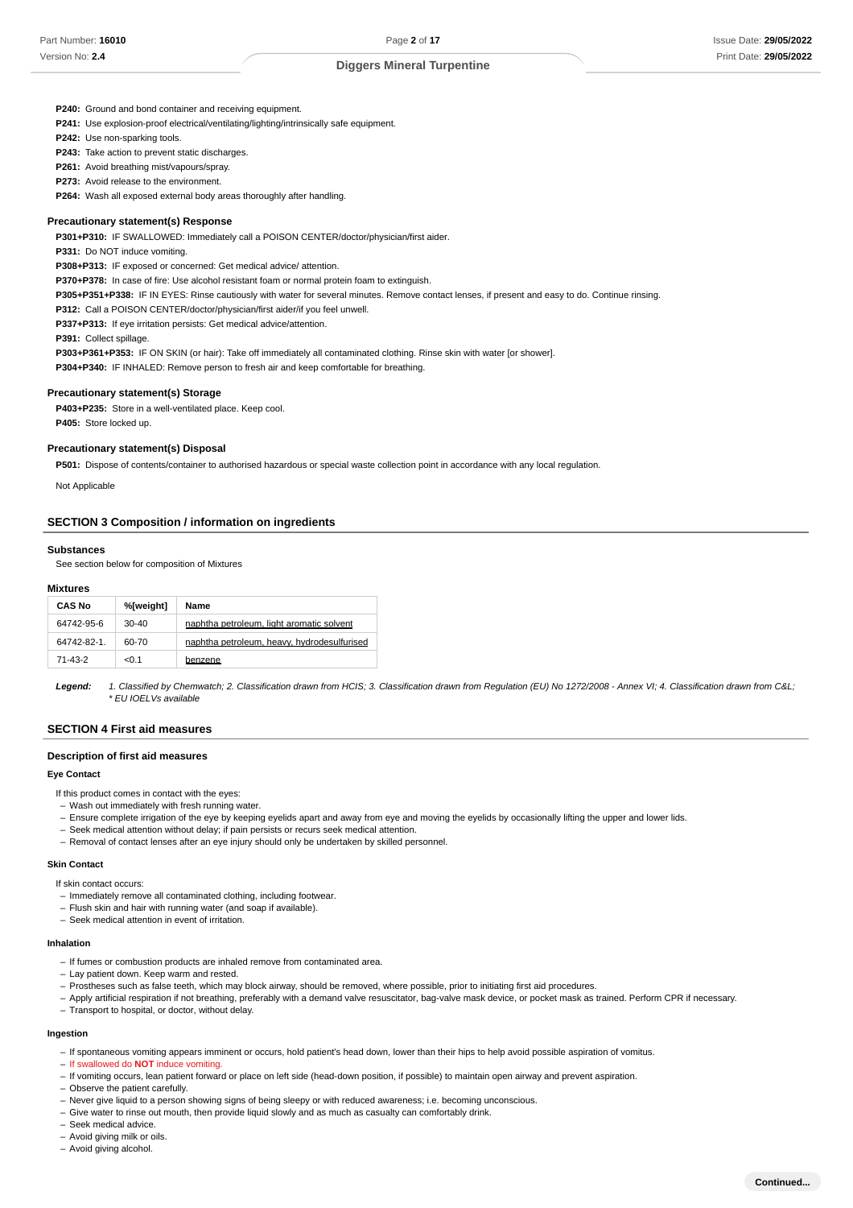**P240:** Ground and bond container and receiving equipment.

**P241:** Use explosion-proof electrical/ventilating/lighting/intrinsically safe equipment.

**P242:** Use non-sparking tools.

**P243:** Take action to prevent static discharges.

**P261:** Avoid breathing mist/vapours/spray.

**P273:** Avoid release to the environment.

**P264:** Wash all exposed external body areas thoroughly after handling.

### Precautionary statement(s) Response

**P301+P310:** IF SWALLOWED: Immediately call a POISON CENTER/doctor/physician/first aider.

**P331:** Do NOT induce vomiting.

**P308+P313:** IF exposed or concerned: Get medical advice/ attention.

**P370+P378:** In case of fire: Use alcohol resistant foam or normal protein foam to extinguish.

**P305+P351+P338:** IF IN EYES: Rinse cautiously with water for several minutes. Remove contact lenses, if present and easy to do. Continue rinsing.

**P312:** Call a POISON CENTER/doctor/physician/first aider/if you feel unwell.

**P337+P313:** If eye irritation persists: Get medical advice/attention.

**P391:** Collect spillage.

**P303+P361+P353:** IF ON SKIN (or hair): Take off immediately all contaminated clothing. Rinse skin with water [or shower].

**P304+P340:** IF INHALED: Remove person to fresh air and keep comfortable for breathing.

### Precautionary statement(s) Storage

**P403+P235:** Store in a well-ventilated place. Keep cool.

**P405:** Store locked up.

### Precautionary statement(s) Disposal

**P501:** Dispose of contents/container to authorised hazardous or special waste collection point in accordance with any local regulation.

Not Applicable

## SECTION 3 Composition / information on ingredients

### Substances

See section below for composition of Mixtures

### Mixtures

| CAS No | %[weight] | Name |
|---|---|---|
| 64742-95-6 | 30-40 | naphtha petroleum, light aromatic solvent |
| 64742-82-1. | 60-70 | naphtha petroleum, heavy, hydrodesulfurised |
| 71-43-2 | <0.1 | benzene |

***Legend:*** *1. Classified by Chemwatch; 2. Classification drawn from HCIS; 3. Classification drawn from Regulation (EU) No 1272/2008 - Annex VI; 4. Classification drawn from C&L; * EU IOELVs available*

## SECTION 4 First aid measures

### Description of first aid measures

#### Eye Contact

If this product comes in contact with the eyes:

- Wash out immediately with fresh running water.
- Ensure complete irrigation of the eye by keeping eyelids apart and away from eye and moving the eyelids by occasionally lifting the upper and lower lids.
- Seek medical attention without delay; if pain persists or recurs seek medical attention.
- Removal of contact lenses after an eye injury should only be undertaken by skilled personnel.

#### Skin Contact

If skin contact occurs:

- Immediately remove all contaminated clothing, including footwear.
- Flush skin and hair with running water (and soap if available).
- Seek medical attention in event of irritation.

#### Inhalation

- If fumes or combustion products are inhaled remove from contaminated area.
- Lay patient down. Keep warm and rested.
- Prostheses such as false teeth, which may block airway, should be removed, where possible, prior to initiating first aid procedures.
- Apply artificial respiration if not breathing, preferably with a demand valve resuscitator, bag-valve mask device, or pocket mask as trained. Perform CPR if necessary.
- Transport to hospital, or doctor, without delay.

#### Ingestion

- If spontaneous vomiting appears imminent or occurs, hold patient's head down, lower than their hips to help avoid possible aspiration of vomitus.
- If swallowed do **NOT** induce vomiting.
- If vomiting occurs, lean patient forward or place on left side (head-down position, if possible) to maintain open airway and prevent aspiration.
- Observe the patient carefully.
- Never give liquid to a person showing signs of being sleepy or with reduced awareness; i.e. becoming unconscious.
- Give water to rinse out mouth, then provide liquid slowly and as much as casualty can comfortably drink.
- Seek medical advice.
- Avoid giving milk or oils.
- Avoid giving alcohol.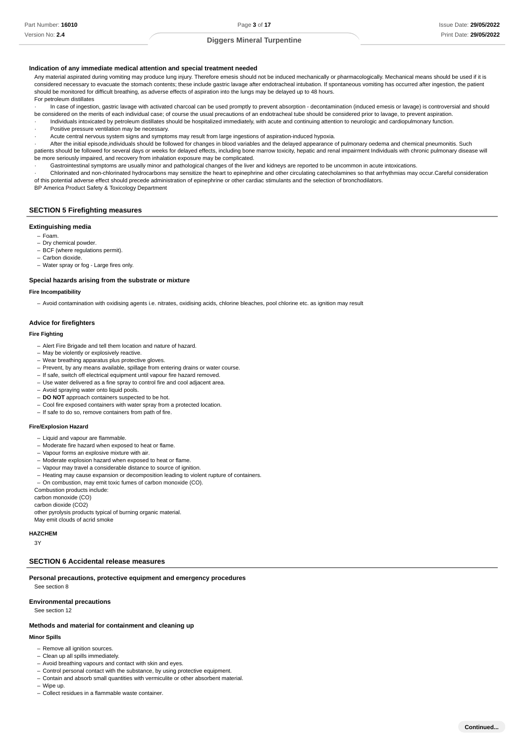### Indication of any immediate medical attention and special treatment needed

Any material aspirated during vomiting may produce lung injury. Therefore emesis should not be induced mechanically or pharmacologically. Mechanical means should be used if it is considered necessary to evacuate the stomach contents; these include gastric lavage after endotracheal intubation. If spontaneous vomiting has occurred after ingestion, the patient should be monitored for difficult breathing, as adverse effects of aspiration into the lungs may be delayed up to 48 hours.

For petroleum distillates

- In case of ingestion, gastric lavage with activated charcoal can be used promptly to prevent absorption - decontamination (induced emesis or lavage) is controversial and should be considered on the merits of each individual case; of course the usual precautions of an endotracheal tube should be considered prior to lavage, to prevent aspiration.
- Individuals intoxicated by petroleum distillates should be hospitalized immediately, with acute and continuing attention to neurologic and cardiopulmonary function.
- Positive pressure ventilation may be necessary.
- Acute central nervous system signs and symptoms may result from large ingestions of aspiration-induced hypoxia.
- After the initial episode,individuals should be followed for changes in blood variables and the delayed appearance of pulmonary oedema and chemical pneumonitis. Such patients should be followed for several days or weeks for delayed effects, including bone marrow toxicity, hepatic and renal impairment Individuals with chronic pulmonary disease will be more seriously impaired, and recovery from inhalation exposure may be complicated.
- Gastrointestinal symptoms are usually minor and pathological changes of the liver and kidneys are reported to be uncommon in acute intoxications.
- Chlorinated and non-chlorinated hydrocarbons may sensitize the heart to epinephrine and other circulating catecholamines so that arrhythmias may occur.Careful consideration of this potential adverse effect should precede administration of epinephrine or other cardiac stimulants and the selection of bronchodilators.

BP America Product Safety & Toxicology Department

## SECTION 5 Firefighting measures

### Extinguishing media

- Foam.
- Dry chemical powder.
- BCF (where regulations permit).
- Carbon dioxide.
- Water spray or fog - Large fires only.

### Special hazards arising from the substrate or mixture

#### Fire Incompatibility

- Avoid contamination with oxidising agents i.e. nitrates, oxidising acids, chlorine bleaches, pool chlorine etc. as ignition may result

### Advice for firefighters

#### Fire Fighting

- Alert Fire Brigade and tell them location and nature of hazard.
- May be violently or explosively reactive.
- Wear breathing apparatus plus protective gloves.
- Prevent, by any means available, spillage from entering drains or water course.
- If safe, switch off electrical equipment until vapour fire hazard removed.
- Use water delivered as a fine spray to control fire and cool adjacent area.
- Avoid spraying water onto liquid pools.
- **DO NOT** approach containers suspected to be hot.
- Cool fire exposed containers with water spray from a protected location.
- If safe to do so, remove containers from path of fire.

#### Fire/Explosion Hazard

- Liquid and vapour are flammable.
- Moderate fire hazard when exposed to heat or flame.
- Vapour forms an explosive mixture with air.
- Moderate explosion hazard when exposed to heat or flame.
- Vapour may travel a considerable distance to source of ignition.
- Heating may cause expansion or decomposition leading to violent rupture of containers.
- On combustion, may emit toxic fumes of carbon monoxide (CO).

Combustion products include:
carbon monoxide (CO)
carbon dioxide ($CO_2$)
other pyrolysis products typical of burning organic material.
May emit clouds of acrid smoke

#### HAZCHEM

3Y

## SECTION 6 Accidental release measures

### Personal precautions, protective equipment and emergency procedures

See section 8

### Environmental precautions

See section 12

### Methods and material for containment and cleaning up

#### Minor Spills

- Remove all ignition sources.
- Clean up all spills immediately.
- Avoid breathing vapours and contact with skin and eyes.
- Control personal contact with the substance, by using protective equipment.
- Contain and absorb small quantities with vermiculite or other absorbent material.
- Wipe up.
- Collect residues in a flammable waste container.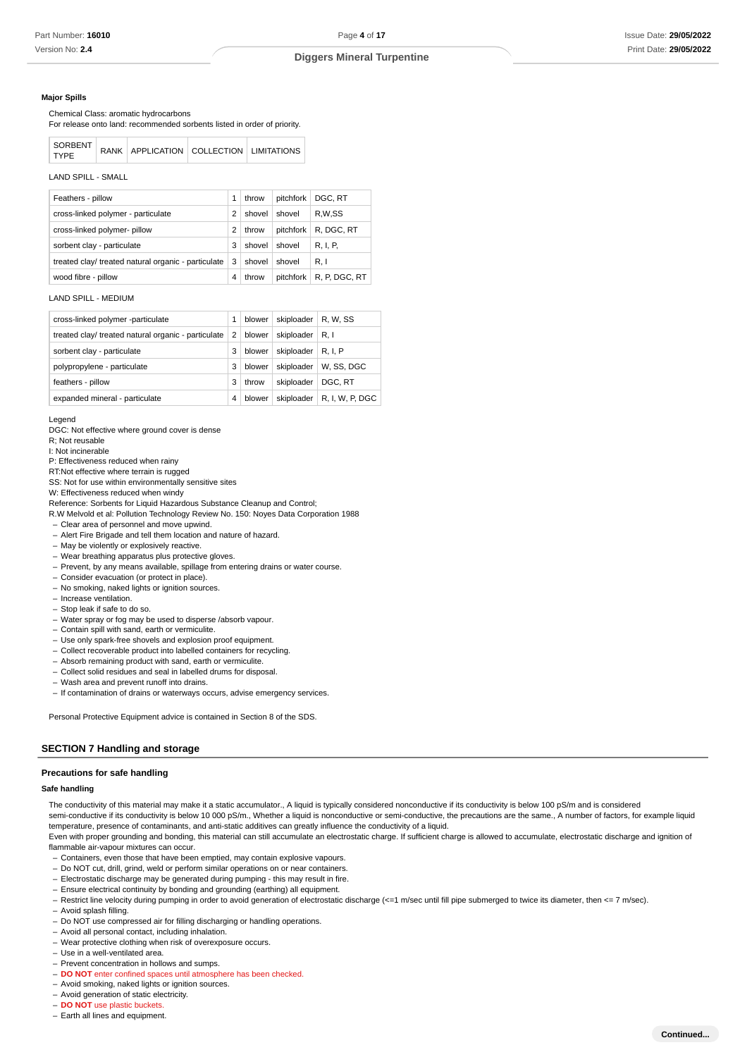**Major Spills**

Chemical Class: aromatic hydrocarbons
For release onto land: recommended sorbents listed in order of priority.

| SORBENT TYPE | RANK | APPLICATION | COLLECTION | LIMITATIONS |
|---|---|---|---|---|

LAND SPILL - SMALL

| | | | | |
|---|---|---|---|---|
| Feathers - pillow | 1 | throw | pitchfork | DGC, RT |
| cross-linked polymer - particulate | 2 | shovel | shovel | R,W,SS |
| cross-linked polymer- pillow | 2 | throw | pitchfork | R, DGC, RT |
| sorbent clay - particulate | 3 | shovel | shovel | R, I, P, |
| treated clay/ treated natural organic - particulate | 3 | shovel | shovel | R, I |
| wood fibre - pillow | 4 | throw | pitchfork | R, P, DGC, RT |

LAND SPILL - MEDIUM

| | | | | |
|---|---|---|---|---|
| cross-linked polymer -particulate | 1 | blower | skiploader | R, W, SS |
| treated clay/ treated natural organic - particulate | 2 | blower | skiploader | R, I |
| sorbent clay - particulate | 3 | blower | skiploader | R, I, P |
| polypropylene - particulate | 3 | blower | skiploader | W, SS, DGC |
| feathers - pillow | 3 | throw | skiploader | DGC, RT |
| expanded mineral - particulate | 4 | blower | skiploader | R, I, W, P, DGC |

Legend
DGC: Not effective where ground cover is dense
R; Not reusable
I: Not incinerable
P: Effectiveness reduced when rainy
RT:Not effective where terrain is rugged
SS: Not for use within environmentally sensitive sites
W: Effectiveness reduced when windy
Reference: Sorbents for Liquid Hazardous Substance Cleanup and Control;
R.W Melvold et al: Pollution Technology Review No. 150: Noyes Data Corporation 1988

- Clear area of personnel and move upwind.
- Alert Fire Brigade and tell them location and nature of hazard.
- May be violently or explosively reactive.
- Wear breathing apparatus plus protective gloves.
- Prevent, by any means available, spillage from entering drains or water course.
- Consider evacuation (or protect in place).
- No smoking, naked lights or ignition sources.
- Increase ventilation.
- Stop leak if safe to do so.
- Water spray or fog may be used to disperse /absorb vapour.
- Contain spill with sand, earth or vermiculite.
- Use only spark-free shovels and explosion proof equipment.
- Collect recoverable product into labelled containers for recycling.
- Absorb remaining product with sand, earth or vermiculite.
- Collect solid residues and seal in labelled drums for disposal.
- Wash area and prevent runoff into drains.
- If contamination of drains or waterways occurs, advise emergency services.

Personal Protective Equipment advice is contained in Section 8 of the SDS.

## SECTION 7 Handling and storage

### Precautions for safe handling

**Safe handling**

The conductivity of this material may make it a static accumulator., A liquid is typically considered nonconductive if its conductivity is below 100 pS/m and is considered semi-conductive if its conductivity is below 10 000 pS/m., Whether a liquid is nonconductive or semi-conductive, the precautions are the same., A number of factors, for example liquid temperature, presence of contaminants, and anti-static additives can greatly influence the conductivity of a liquid.
Even with proper grounding and bonding, this material can still accumulate an electrostatic charge. If sufficient charge is allowed to accumulate, electrostatic discharge and ignition of flammable air-vapour mixtures can occur.

- Containers, even those that have been emptied, may contain explosive vapours.
- Do NOT cut, drill, grind, weld or perform similar operations on or near containers.
- Electrostatic discharge may be generated during pumping - this may result in fire.
- Ensure electrical continuity by bonding and grounding (earthing) all equipment.
- Restrict line velocity during pumping in order to avoid generation of electrostatic discharge (<=1 m/sec until fill pipe submerged to twice its diameter, then <= 7 m/sec).
- Avoid splash filling.
- Do NOT use compressed air for filling discharging or handling operations.
- Avoid all personal contact, including inhalation.
- Wear protective clothing when risk of overexposure occurs.
- Use in a well-ventilated area.
- Prevent concentration in hollows and sumps.
- **DO NOT** enter confined spaces until atmosphere has been checked.
- Avoid smoking, naked lights or ignition sources.
- Avoid generation of static electricity.
- **DO NOT** use plastic buckets.
- Earth all lines and equipment.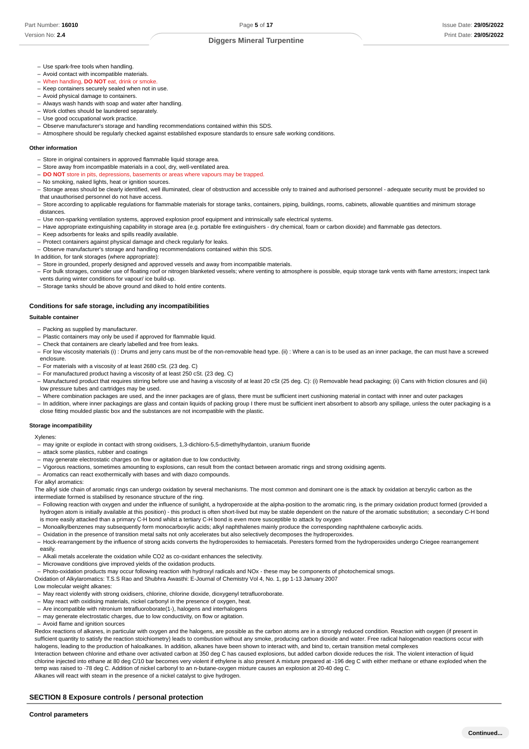- Use spark-free tools when handling.
- Avoid contact with incompatible materials.
- When handling, **DO NOT** eat, drink or smoke.
- Keep containers securely sealed when not in use.
- Avoid physical damage to containers.
- Always wash hands with soap and water after handling.
- Work clothes should be laundered separately.
- Use good occupational work practice.
- Observe manufacturer's storage and handling recommendations contained within this SDS.
- Atmosphere should be regularly checked against established exposure standards to ensure safe working conditions.

**Other information**

- Store in original containers in approved flammable liquid storage area.
- Store away from incompatible materials in a cool, dry, well-ventilated area.
- **DO NOT** store in pits, depressions, basements or areas where vapours may be trapped.
- No smoking, naked lights, heat or ignition sources.
- Storage areas should be clearly identified, well illuminated, clear of obstruction and accessible only to trained and authorised personnel - adequate security must be provided so that unauthorised personnel do not have access.
- Store according to applicable regulations for flammable materials for storage tanks, containers, piping, buildings, rooms, cabinets, allowable quantities and minimum storage distances.
- Use non-sparking ventilation systems, approved explosion proof equipment and intrinsically safe electrical systems.
- Have appropriate extinguishing capability in storage area (e.g. portable fire extinguishers - dry chemical, foam or carbon dioxide) and flammable gas detectors.
- Keep adsorbents for leaks and spills readily available.
- Protect containers against physical damage and check regularly for leaks.
- Observe manufacturer's storage and handling recommendations contained within this SDS.

In addition, for tank storages (where appropriate):

- Store in grounded, properly designed and approved vessels and away from incompatible materials.
- For bulk storages, consider use of floating roof or nitrogen blanketed vessels; where venting to atmosphere is possible, equip storage tank vents with flame arrestors; inspect tank vents during winter conditions for vapour/ ice build-up.
- Storage tanks should be above ground and diked to hold entire contents.

### Conditions for safe storage, including any incompatibilities

**Suitable container**

- Packing as supplied by manufacturer.
- Plastic containers may only be used if approved for flammable liquid.
- Check that containers are clearly labelled and free from leaks.
- For low viscosity materials (i) : Drums and jerry cans must be of the non-removable head type. (ii) : Where a can is to be used as an inner package, the can must have a screwed enclosure.
- For materials with a viscosity of at least 2680 cSt. (23 deg. C)
- For manufactured product having a viscosity of at least 250 cSt. (23 deg. C)
- Manufactured product that requires stirring before use and having a viscosity of at least 20 cSt (25 deg. C): (i) Removable head packaging; (ii) Cans with friction closures and (iii) low pressure tubes and cartridges may be used.
- Where combination packages are used, and the inner packages are of glass, there must be sufficient inert cushioning material in contact with inner and outer packages
- In addition, where inner packagings are glass and contain liquids of packing group I there must be sufficient inert absorbent to absorb any spillage, unless the outer packaging is a close fitting moulded plastic box and the substances are not incompatible with the plastic.

**Storage incompatibility**

Xylenes:

- may ignite or explode in contact with strong oxidisers, 1,3-dichloro-5,5-dimethylhydantoin, uranium fluoride
- attack some plastics, rubber and coatings
- may generate electrostatic charges on flow or agitation due to low conductivity.
- Vigorous reactions, sometimes amounting to explosions, can result from the contact between aromatic rings and strong oxidising agents.
- Aromatics can react exothermically with bases and with diazo compounds.

For alkyl aromatics:

The alkyl side chain of aromatic rings can undergo oxidation by several mechanisms. The most common and dominant one is the attack by oxidation at benzylic carbon as the intermediate formed is stabilised by resonance structure of the ring.

- Following reaction with oxygen and under the influence of sunlight, a hydroperoxide at the alpha-position to the aromatic ring, is the primary oxidation product formed (provided a hydrogen atom is initially available at this position) - this product is often short-lived but may be stable dependent on the nature of the aromatic substitution; a secondary C-H bond is more easily attacked than a primary C-H bond whilst a tertiary C-H bond is even more susceptible to attack by oxygen
- Monoalkylbenzenes may subsequently form monocarboxylic acids; alkyl naphthalenes mainly produce the corresponding naphthalene carboxylic acids.
- Oxidation in the presence of transition metal salts not only accelerates but also selectively decomposes the hydroperoxides.
- Hock-rearrangement by the influence of strong acids converts the hydroperoxides to hemiacetals. Peresters formed from the hydroperoxides undergo Criegee rearrangement easily.
- Alkali metals accelerate the oxidation while CO2 as co-oxidant enhances the selectivity.
- Microwave conditions give improved yields of the oxidation products.
- Photo-oxidation products may occur following reaction with hydroxyl radicals and NOx - these may be components of photochemical smogs.

Oxidation of Alkylaromatics: T.S.S Rao and Shubhra Awasthi: E-Journal of Chemistry Vol 4, No. 1, pp 1-13 January 2007

Low molecular weight alkanes:

- May react violently with strong oxidisers, chlorine, chlorine dioxide, dioxygenyl tetrafluoroborate.
- May react with oxidising materials, nickel carbonyl in the presence of oxygen, heat.
- Are incompatible with nitronium tetrafluoroborate(1-), halogens and interhalogens
- may generate electrostatic charges, due to low conductivity, on flow or agitation.
- Avoid flame and ignition sources

Redox reactions of alkanes, in particular with oxygen and the halogens, are possible as the carbon atoms are in a strongly reduced condition. Reaction with oxygen (if present in sufficient quantity to satisfy the reaction stoichiometry) leads to combustion without any smoke, producing carbon dioxide and water. Free radical halogenation reactions occur with halogens, leading to the production of haloalkanes. In addition, alkanes have been shown to interact with, and bind to, certain transition metal complexes

Interaction between chlorine and ethane over activated carbon at 350 deg C has caused explosions, but added carbon dioxide reduces the risk. The violent interaction of liquid chlorine injected into ethane at 80 deg C/10 bar becomes very violent if ethylene is also present A mixture prepared at -196 deg C with either methane or ethane exploded when the temp was raised to -78 deg C. Addition of nickel carbonyl to an n-butane-oxygen mixture causes an explosion at 20-40 deg C.

Alkanes will react with steam in the presence of a nickel catalyst to give hydrogen.

## SECTION 8 Exposure controls / personal protection

### Control parameters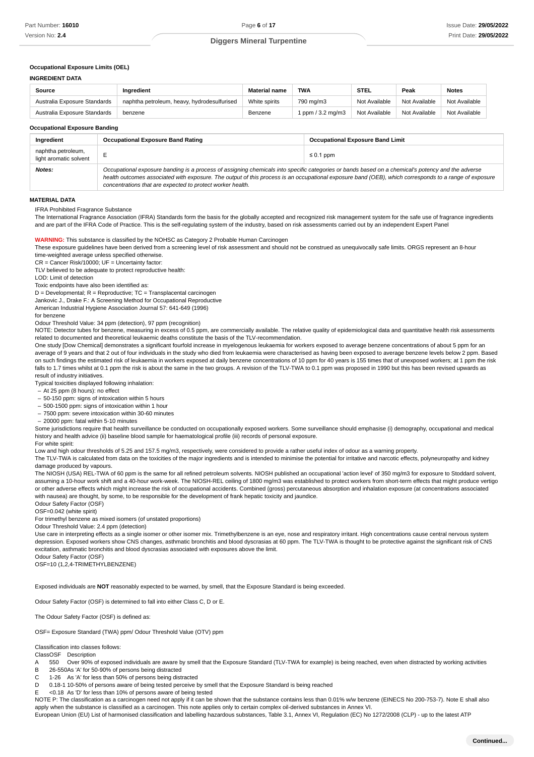**Occupational Exposure Limits (OEL)**

**INGREDIENT DATA**

| Source | Ingredient | Material name | TWA | STEL | Peak | Notes |
|---|---|---|---|---|---|---|
| Australia Exposure Standards | naphtha petroleum, heavy, hydrodesulfurised | White spirits | 790 mg/m3 | Not Available | Not Available | Not Available |
| Australia Exposure Standards | benzene | Benzene | 1 ppm / 3.2 mg/m3 | Not Available | Not Available | Not Available |

**Occupational Exposure Banding**

| Ingredient | Occupational Exposure Band Rating | Occupational Exposure Band Limit |
|---|---|---|
| naphtha petroleum, light aromatic solvent | E | ≤ 0.1 ppm |
| ***Notes:*** | *Occupational exposure banding is a process of assigning chemicals into specific categories or bands based on a chemical's potency and the adverse health outcomes associated with exposure. The output of this process is an occupational exposure band (OEB), which corresponds to a range of exposure concentrations that are expected to protect worker health.* | |

**MATERIAL DATA**

IFRA Prohibited Fragrance Substance

The International Fragrance Association (IFRA) Standards form the basis for the globally accepted and recognized risk management system for the safe use of fragrance ingredients and are part of the IFRA Code of Practice. This is the self-regulating system of the industry, based on risk assessments carried out by an independent Expert Panel

**WARNING:** This substance is classified by the NOHSC as Category 2 Probable Human Carcinogen

These exposure guidelines have been derived from a screening level of risk assessment and should not be construed as unequivocally safe limits. ORGS represent an 8-hour time-weighted average unless specified otherwise.

CR = Cancer Risk/10000; UF = Uncertainty factor:

TLV believed to be adequate to protect reproductive health:

LOD: Limit of detection

Toxic endpoints have also been identified as:

D = Developmental; R = Reproductive; TC = Transplacental carcinogen

Jankovic J., Drake F.: A Screening Method for Occupational Reproductive

American Industrial Hygiene Association Journal 57: 641-649 (1996)

for benzene

Odour Threshold Value: 34 ppm (detection), 97 ppm (recognition)

NOTE: Detector tubes for benzene, measuring in excess of 0.5 ppm, are commercially available. The relative quality of epidemiological data and quantitative health risk assessments related to documented and theoretical leukaemic deaths constitute the basis of the TLV-recommendation.

One study [Dow Chemical] demonstrates a significant fourfold increase in myelogenous leukaemia for workers exposed to average benzene concentrations of about 5 ppm for an average of 9 years and that 2 out of four individuals in the study who died from leukaemia were characterised as having been exposed to average benzene levels below 2 ppm. Based on such findings the estimated risk of leukaemia in workers exposed at daily benzene concentrations of 10 ppm for 40 years is 155 times that of unexposed workers; at 1 ppm the risk falls to 1.7 times whilst at 0.1 ppm the risk is about the same in the two groups. A revision of the TLV-TWA to 0.1 ppm was proposed in 1990 but this has been revised upwards as result of industry initiatives.

Typical toxicities displayed following inhalation:

- At 25 ppm (8 hours): no effect
- 50-150 ppm: signs of intoxication within 5 hours
- 500-1500 ppm: signs of intoxication within 1 hour
- 7500 ppm: severe intoxication within 30-60 minutes
- 20000 ppm: fatal within 5-10 minutes

Some jurisdictions require that health surveillance be conducted on occupationally exposed workers. Some surveillance should emphasise (i) demography, occupational and medical history and health advice (ii) baseline blood sample for haematological profile (iii) records of personal exposure.

For white spirit:

Low and high odour thresholds of 5.25 and 157.5 mg/m3, respectively, were considered to provide a rather useful index of odour as a warning property.

The TLV-TWA is calculated from data on the toxicities of the major ingredients and is intended to minimise the potential for irritative and narcotic effects, polyneuropathy and kidney damage produced by vapours.

The NIOSH (USA) REL-TWA of 60 ppm is the same for all refined petroleum solvents. NIOSH published an occupational 'action level' of 350 mg/m3 for exposure to Stoddard solvent, assuming a 10-hour work shift and a 40-hour work-week. The NIOSH-REL ceiling of 1800 mg/m3 was established to protect workers from short-term effects that might produce vertigo or other adverse effects which might increase the risk of occupational accidents. Combined (gross) percutaneous absorption and inhalation exposure (at concentrations associated with nausea) are thought, by some, to be responsible for the development of frank hepatic toxicity and jaundice.

Odour Safety Factor (OSF)

OSF=0.042 (white spirit)

For trimethyl benzene as mixed isomers (of unstated proportions)

Odour Threshold Value: 2.4 ppm (detection)

Use care in interpreting effects as a single isomer or other isomer mix. Trimethylbenzene is an eye, nose and respiratory irritant. High concentrations cause central nervous system depression. Exposed workers show CNS changes, asthmatic bronchitis and blood dyscrasias at 60 ppm. The TLV-TWA is thought to be protective against the significant risk of CNS excitation, asthmatic bronchitis and blood dyscrasias associated with exposures above the limit.

Odour Safety Factor (OSF)

OSF=10 (1,2,4-TRIMETHYLBENZENE)

Exposed individuals are **NOT** reasonably expected to be warned, by smell, that the Exposure Standard is being exceeded.

Odour Safety Factor (OSF) is determined to fall into either Class C, D or E.

The Odour Safety Factor (OSF) is defined as:

OSF= Exposure Standard (TWA) ppm/ Odour Threshold Value (OTV) ppm

Classification into classes follows:

| Class | OSF | Description |
|---|---|---|
| A | 550 | Over 90% of exposed individuals are aware by smell that the Exposure Standard (TLV-TWA for example) is being reached, even when distracted by working activities |
| B | 26-550 | As 'A' for 50-90% of persons being distracted |
| C | 1-26 | As 'A' for less than 50% of persons being distracted |
| D | 0.18-1 | 10-50% of persons aware of being tested perceive by smell that the Exposure Standard is being reached |
| E | <0.18 | As 'D' for less than 10% of persons aware of being tested |

NOTE P: The classification as a carcinogen need not apply if it can be shown that the substance contains less than 0.01% w/w benzene (EINECS No 200-753-7). Note E shall also apply when the substance is classified as a carcinogen. This note applies only to certain complex oil-derived substances in Annex VI.

European Union (EU) List of harmonised classification and labelling hazardous substances, Table 3.1, Annex VI, Regulation (EC) No 1272/2008 (CLP) - up to the latest ATP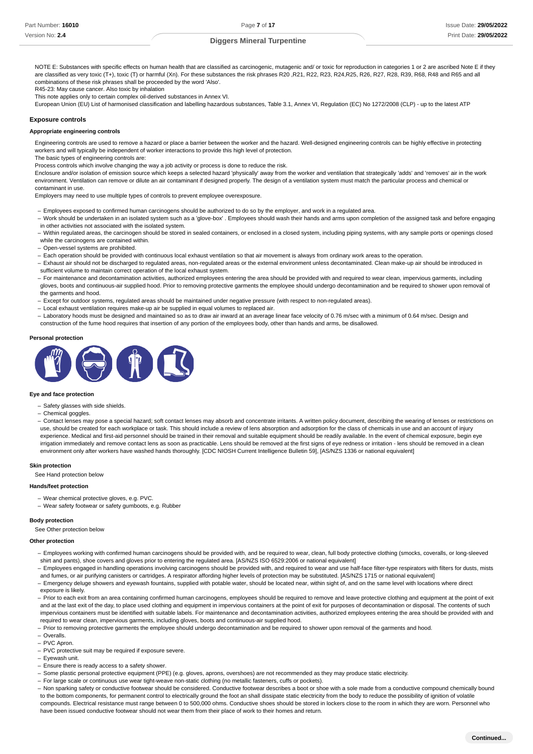NOTE E: Substances with specific effects on human health that are classified as carcinogenic, mutagenic and/ or toxic for reproduction in categories 1 or 2 are ascribed Note E if they are classified as very toxic (T+), toxic (T) or harmful (Xn). For these substances the risk phrases R20 ,R21, R22, R23, R24,R25, R26, R27, R28, R39, R68, R48 and R65 and all combinations of these risk phrases shall be proceeded by the word 'Also'.
R45-23: May cause cancer. Also toxic by inhalation
This note applies only to certain complex oil-derived substances in Annex VI.
European Union (EU) List of harmonised classification and labelling hazardous substances, Table 3.1, Annex VI, Regulation (EC) No 1272/2008 (CLP) - up to the latest ATP

## Exposure controls

### Appropriate engineering controls

Engineering controls are used to remove a hazard or place a barrier between the worker and the hazard. Well-designed engineering controls can be highly effective in protecting workers and will typically be independent of worker interactions to provide this high level of protection.
The basic types of engineering controls are:
Process controls which involve changing the way a job activity or process is done to reduce the risk.
Enclosure and/or isolation of emission source which keeps a selected hazard 'physically' away from the worker and ventilation that strategically 'adds' and 'removes' air in the work environment. Ventilation can remove or dilute an air contaminant if designed properly. The design of a ventilation system must match the particular process and chemical or contaminant in use.
Employers may need to use multiple types of controls to prevent employee overexposure.

- Employees exposed to confirmed human carcinogens should be authorized to do so by the employer, and work in a regulated area.
- Work should be undertaken in an isolated system such as a 'glove-box' . Employees should wash their hands and arms upon completion of the assigned task and before engaging in other activities not associated with the isolated system.
- Within regulated areas, the carcinogen should be stored in sealed containers, or enclosed in a closed system, including piping systems, with any sample ports or openings closed while the carcinogens are contained within.
- Open-vessel systems are prohibited.
- Each operation should be provided with continuous local exhaust ventilation so that air movement is always from ordinary work areas to the operation.
- Exhaust air should not be discharged to regulated areas, non-regulated areas or the external environment unless decontaminated. Clean make-up air should be introduced in sufficient volume to maintain correct operation of the local exhaust system.
- For maintenance and decontamination activities, authorized employees entering the area should be provided with and required to wear clean, impervious garments, including gloves, boots and continuous-air supplied hood. Prior to removing protective garments the employee should undergo decontamination and be required to shower upon removal of the garments and hood.
- Except for outdoor systems, regulated areas should be maintained under negative pressure (with respect to non-regulated areas).
- Local exhaust ventilation requires make-up air be supplied in equal volumes to replaced air.
- Laboratory hoods must be designed and maintained so as to draw air inward at an average linear face velocity of 0.76 m/sec with a minimum of 0.64 m/sec. Design and construction of the fume hood requires that insertion of any portion of the employees body, other than hands and arms, be disallowed.

### Personal protection

### Eye and face protection

- Safety glasses with side shields.
- Chemical goggles.
- Contact lenses may pose a special hazard; soft contact lenses may absorb and concentrate irritants. A written policy document, describing the wearing of lenses or restrictions on use, should be created for each workplace or task. This should include a review of lens absorption and adsorption for the class of chemicals in use and an account of injury experience. Medical and first-aid personnel should be trained in their removal and suitable equipment should be readily available. In the event of chemical exposure, begin eye irrigation immediately and remove contact lens as soon as practicable. Lens should be removed at the first signs of eye redness or irritation - lens should be removed in a clean environment only after workers have washed hands thoroughly. [CDC NIOSH Current Intelligence Bulletin 59], [AS/NZS 1336 or national equivalent]

### Skin protection

See Hand protection below

### Hands/feet protection

- Wear chemical protective gloves, e.g. PVC.
- Wear safety footwear or safety gumboots, e.g. Rubber

### Body protection

See Other protection below

### Other protection

- Employees working with confirmed human carcinogens should be provided with, and be required to wear, clean, full body protective clothing (smocks, coveralls, or long-sleeved shirt and pants), shoe covers and gloves prior to entering the regulated area. [AS/NZS ISO 6529:2006 or national equivalent]
- Employees engaged in handling operations involving carcinogens should be provided with, and required to wear and use half-face filter-type respirators with filters for dusts, mists and fumes, or air purifying canisters or cartridges. A respirator affording higher levels of protection may be substituted. [AS/NZS 1715 or national equivalent]
- Emergency deluge showers and eyewash fountains, supplied with potable water, should be located near, within sight of, and on the same level with locations where direct exposure is likely.
- Prior to each exit from an area containing confirmed human carcinogens, employees should be required to remove and leave protective clothing and equipment at the point of exit and at the last exit of the day, to place used clothing and equipment in impervious containers at the point of exit for purposes of decontamination or disposal. The contents of such impervious containers must be identified with suitable labels. For maintenance and decontamination activities, authorized employees entering the area should be provided with and required to wear clean, impervious garments, including gloves, boots and continuous-air supplied hood.
- Prior to removing protective garments the employee should undergo decontamination and be required to shower upon removal of the garments and hood.
- Overalls.
- PVC Apron.
- PVC protective suit may be required if exposure severe.
- Eyewash unit.
- Ensure there is ready access to a safety shower.
- Some plastic personal protective equipment (PPE) (e.g. gloves, aprons, overshoes) are not recommended as they may produce static electricity.
- For large scale or continuous use wear tight-weave non-static clothing (no metallic fasteners, cuffs or pockets).
- Non sparking safety or conductive footwear should be considered. Conductive footwear describes a boot or shoe with a sole made from a conductive compound chemically bound to the bottom components, for permanent control to electrically ground the foot an shall dissipate static electricity from the body to reduce the possibility of ignition of volatile compounds. Electrical resistance must range between 0 to 500,000 ohms. Conductive shoes should be stored in lockers close to the room in which they are worn. Personnel who have been issued conductive footwear should not wear them from their place of work to their homes and return.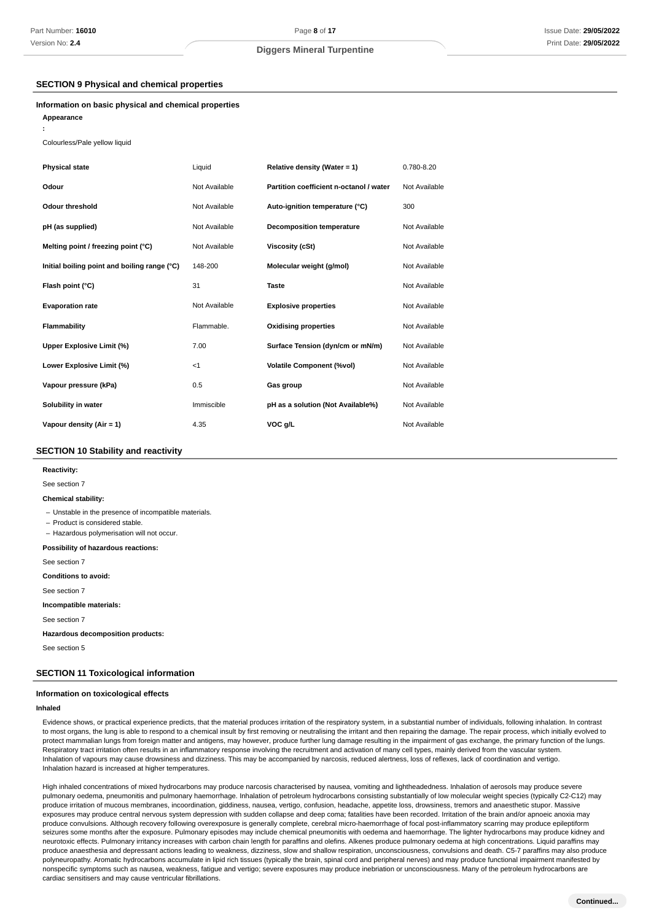## SECTION 9 Physical and chemical properties

### Information on basic physical and chemical properties

**Appearance**

**:**

Colourless/Pale yellow liquid

| | | | |
|---|---|---|---|
| **Physical state** | Liquid | **Relative density (Water = 1)** | 0.780-8.20 |
| **Odour** | Not Available | **Partition coefficient n-octanol / water** | Not Available |
| **Odour threshold** | Not Available | **Auto-ignition temperature (°C)** | 300 |
| **pH (as supplied)** | Not Available | **Decomposition temperature** | Not Available |
| **Melting point / freezing point (°C)** | Not Available | **Viscosity (cSt)** | Not Available |
| **Initial boiling point and boiling range (°C)** | 148-200 | **Molecular weight (g/mol)** | Not Available |
| **Flash point (°C)** | 31 | **Taste** | Not Available |
| **Evaporation rate** | Not Available | **Explosive properties** | Not Available |
| **Flammability** | Flammable. | **Oxidising properties** | Not Available |
| **Upper Explosive Limit (%)** | 7.00 | **Surface Tension (dyn/cm or mN/m)** | Not Available |
| **Lower Explosive Limit (%)** | <1 | **Volatile Component (%vol)** | Not Available |
| **Vapour pressure (kPa)** | 0.5 | **Gas group** | Not Available |
| **Solubility in water** | Immiscible | **pH as a solution (Not Available%)** | Not Available |
| **Vapour density (Air = 1)** | 4.35 | **VOC g/L** | Not Available |

## SECTION 10 Stability and reactivity

**Reactivity:**

See section 7

**Chemical stability:**

- Unstable in the presence of incompatible materials.
- Product is considered stable.
- Hazardous polymerisation will not occur.

**Possibility of hazardous reactions:**

See section 7

**Conditions to avoid:**

See section 7

**Incompatible materials:**

See section 7

**Hazardous decomposition products:**

See section 5

## SECTION 11 Toxicological information

### Information on toxicological effects

**Inhaled**

Evidence shows, or practical experience predicts, that the material produces irritation of the respiratory system, in a substantial number of individuals, following inhalation. In contrast to most organs, the lung is able to respond to a chemical insult by first removing or neutralising the irritant and then repairing the damage. The repair process, which initially evolved to protect mammalian lungs from foreign matter and antigens, may however, produce further lung damage resulting in the impairment of gas exchange, the primary function of the lungs. Respiratory tract irritation often results in an inflammatory response involving the recruitment and activation of many cell types, mainly derived from the vascular system.
Inhalation of vapours may cause drowsiness and dizziness. This may be accompanied by narcosis, reduced alertness, loss of reflexes, lack of coordination and vertigo.
Inhalation hazard is increased at higher temperatures.

High inhaled concentrations of mixed hydrocarbons may produce narcosis characterised by nausea, vomiting and lightheadedness. Inhalation of aerosols may produce severe pulmonary oedema, pneumonitis and pulmonary haemorrhage. Inhalation of petroleum hydrocarbons consisting substantially of low molecular weight species (typically C2-C12) may produce irritation of mucous membranes, incoordination, giddiness, nausea, vertigo, confusion, headache, appetite loss, drowsiness, tremors and anaesthetic stupor. Massive exposures may produce central nervous system depression with sudden collapse and deep coma; fatalities have been recorded. Irritation of the brain and/or apnoeic anoxia may produce convulsions. Although recovery following overexposure is generally complete, cerebral micro-haemorrhage of focal post-inflammatory scarring may produce epileptiform seizures some months after the exposure. Pulmonary episodes may include chemical pneumonitis with oedema and haemorrhage. The lighter hydrocarbons may produce kidney and neurotoxic effects. Pulmonary irritancy increases with carbon chain length for paraffins and olefins. Alkenes produce pulmonary oedema at high concentrations. Liquid paraffins may produce anaesthesia and depressant actions leading to weakness, dizziness, slow and shallow respiration, unconsciousness, convulsions and death. C5-7 paraffins may also produce polyneuropathy. Aromatic hydrocarbons accumulate in lipid rich tissues (typically the brain, spinal cord and peripheral nerves) and may produce functional impairment manifested by nonspecific symptoms such as nausea, weakness, fatigue and vertigo; severe exposures may produce inebriation or unconsciousness. Many of the petroleum hydrocarbons are cardiac sensitisers and may cause ventricular fibrillations.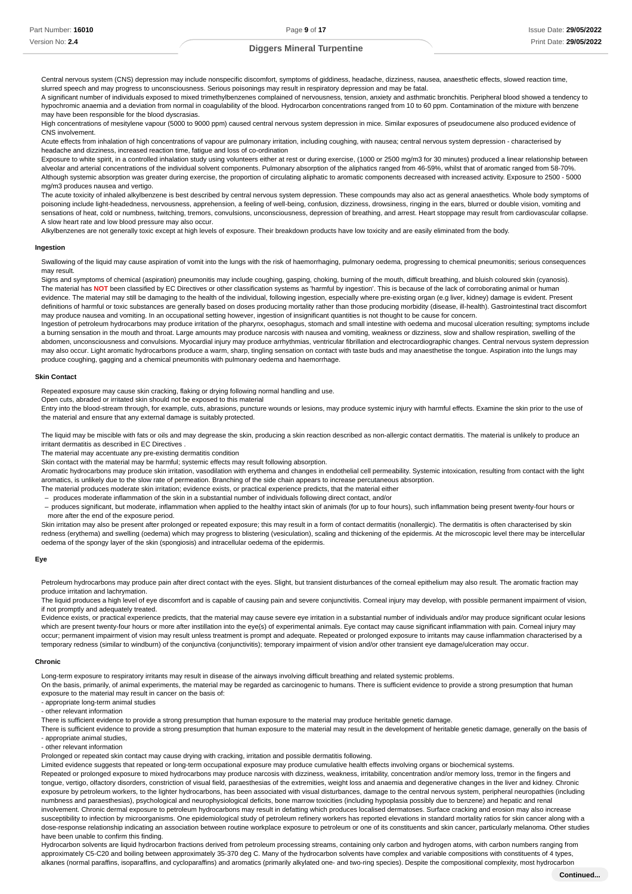Central nervous system (CNS) depression may include nonspecific discomfort, symptoms of giddiness, headache, dizziness, nausea, anaesthetic effects, slowed reaction time, slurred speech and may progress to unconsciousness. Serious poisonings may result in respiratory depression and may be fatal.
A significant number of individuals exposed to mixed trimethylbenzenes complained of nervousness, tension, anxiety and asthmatic bronchitis. Peripheral blood showed a tendency to hypochromic anaemia and a deviation from normal in coagulability of the blood. Hydrocarbon concentrations ranged from 10 to 60 ppm. Contamination of the mixture with benzene may have been responsible for the blood dyscrasias.
High concentrations of mesitylene vapour (5000 to 9000 ppm) caused central nervous system depression in mice. Similar exposures of pseudocumene also produced evidence of CNS involvement.
Acute effects from inhalation of high concentrations of vapour are pulmonary irritation, including coughing, with nausea; central nervous system depression - characterised by headache and dizziness, increased reaction time, fatigue and loss of co-ordination
Exposure to white spirit, in a controlled inhalation study using volunteers either at rest or during exercise, (1000 or 2500 mg/m3 for 30 minutes) produced a linear relationship between alveolar and arterial concentrations of the individual solvent components. Pulmonary absorption of the aliphatics ranged from 46-59%, whilst that of aromatic ranged from 58-70%. Although systemic absorption was greater during exercise, the proportion of circulating aliphatic to aromatic components decreased with increased activity. Exposure to 2500 - 5000 mg/m3 produces nausea and vertigo.
The acute toxicity of inhaled alkylbenzene is best described by central nervous system depression. These compounds may also act as general anaesthetics. Whole body symptoms of poisoning include light-headedness, nervousness, apprehension, a feeling of well-being, confusion, dizziness, drowsiness, ringing in the ears, blurred or double vision, vomiting and sensations of heat, cold or numbness, twitching, tremors, convulsions, unconsciousness, depression of breathing, and arrest. Heart stoppage may result from cardiovascular collapse. A slow heart rate and low blood pressure may also occur.
Alkylbenzenes are not generally toxic except at high levels of exposure. Their breakdown products have low toxicity and are easily eliminated from the body.

#### Ingestion

Swallowing of the liquid may cause aspiration of vomit into the lungs with the risk of haemorrhaging, pulmonary oedema, progressing to chemical pneumonitis; serious consequences may result.
Signs and symptoms of chemical (aspiration) pneumonitis may include coughing, gasping, choking, burning of the mouth, difficult breathing, and bluish coloured skin (cyanosis).
The material has **NOT** been classified by EC Directives or other classification systems as 'harmful by ingestion'. This is because of the lack of corroborating animal or human evidence. The material may still be damaging to the health of the individual, following ingestion, especially where pre-existing organ (e.g liver, kidney) damage is evident. Present definitions of harmful or toxic substances are generally based on doses producing mortality rather than those producing morbidity (disease, ill-health). Gastrointestinal tract discomfort may produce nausea and vomiting. In an occupational setting however, ingestion of insignificant quantities is not thought to be cause for concern.
Ingestion of petroleum hydrocarbons may produce irritation of the pharynx, oesophagus, stomach and small intestine with oedema and mucosal ulceration resulting; symptoms include a burning sensation in the mouth and throat. Large amounts may produce narcosis with nausea and vomiting, weakness or dizziness, slow and shallow respiration, swelling of the abdomen, unconsciousness and convulsions. Myocardial injury may produce arrhythmias, ventricular fibrillation and electrocardiographic changes. Central nervous system depression may also occur. Light aromatic hydrocarbons produce a warm, sharp, tingling sensation on contact with taste buds and may anaesthetise the tongue. Aspiration into the lungs may produce coughing, gagging and a chemical pneumonitis with pulmonary oedema and haemorrhage.

#### Skin Contact

Repeated exposure may cause skin cracking, flaking or drying following normal handling and use.
Open cuts, abraded or irritated skin should not be exposed to this material
Entry into the blood-stream through, for example, cuts, abrasions, puncture wounds or lesions, may produce systemic injury with harmful effects. Examine the skin prior to the use of the material and ensure that any external damage is suitably protected.

The liquid may be miscible with fats or oils and may degrease the skin, producing a skin reaction described as non-allergic contact dermatitis. The material is unlikely to produce an irritant dermatitis as described in EC Directives .
The material may accentuate any pre-existing dermatitis condition
Skin contact with the material may be harmful; systemic effects may result following absorption.
Aromatic hydrocarbons may produce skin irritation, vasodilation with erythema and changes in endothelial cell permeability. Systemic intoxication, resulting from contact with the light aromatics, is unlikely due to the slow rate of permeation. Branching of the side chain appears to increase percutaneous absorption.
The material produces moderate skin irritation; evidence exists, or practical experience predicts, that the material either

- produces moderate inflammation of the skin in a substantial number of individuals following direct contact, and/or
- produces significant, but moderate, inflammation when applied to the healthy intact skin of animals (for up to four hours), such inflammation being present twenty-four hours or more after the end of the exposure period.

Skin irritation may also be present after prolonged or repeated exposure; this may result in a form of contact dermatitis (nonallergic). The dermatitis is often characterised by skin redness (erythema) and swelling (oedema) which may progress to blistering (vesiculation), scaling and thickening of the epidermis. At the microscopic level there may be intercellular oedema of the spongy layer of the skin (spongiosis) and intracellular oedema of the epidermis.

#### Eye

Petroleum hydrocarbons may produce pain after direct contact with the eyes. Slight, but transient disturbances of the corneal epithelium may also result. The aromatic fraction may produce irritation and lachrymation.
The liquid produces a high level of eye discomfort and is capable of causing pain and severe conjunctivitis. Corneal injury may develop, with possible permanent impairment of vision, if not promptly and adequately treated.
Evidence exists, or practical experience predicts, that the material may cause severe eye irritation in a substantial number of individuals and/or may produce significant ocular lesions which are present twenty-four hours or more after instillation into the eye(s) of experimental animals. Eye contact may cause significant inflammation with pain. Corneal injury may occur; permanent impairment of vision may result unless treatment is prompt and adequate. Repeated or prolonged exposure to irritants may cause inflammation characterised by a temporary redness (similar to windburn) of the conjunctiva (conjunctivitis); temporary impairment of vision and/or other transient eye damage/ulceration may occur.

#### Chronic

Long-term exposure to respiratory irritants may result in disease of the airways involving difficult breathing and related systemic problems.
On the basis, primarily, of animal experiments, the material may be regarded as carcinogenic to humans. There is sufficient evidence to provide a strong presumption that human exposure to the material may result in cancer on the basis of:
- appropriate long-term animal studies
- other relevant information
There is sufficient evidence to provide a strong presumption that human exposure to the material may produce heritable genetic damage.
There is sufficient evidence to provide a strong presumption that human exposure to the material may result in the development of heritable genetic damage, generally on the basis of
- appropriate animal studies,
- other relevant information
Prolonged or repeated skin contact may cause drying with cracking, irritation and possible dermatitis following.
Limited evidence suggests that repeated or long-term occupational exposure may produce cumulative health effects involving organs or biochemical systems.
Repeated or prolonged exposure to mixed hydrocarbons may produce narcosis with dizziness, weakness, irritability, concentration and/or memory loss, tremor in the fingers and tongue, vertigo, olfactory disorders, constriction of visual field, paraesthesias of the extremities, weight loss and anaemia and degenerative changes in the liver and kidney. Chronic exposure by petroleum workers, to the lighter hydrocarbons, has been associated with visual disturbances, damage to the central nervous system, peripheral neuropathies (including numbness and paraesthesias), psychological and neurophysiological deficits, bone marrow toxicities (including hypoplasia possibly due to benzene) and hepatic and renal involvement. Chronic dermal exposure to petroleum hydrocarbons may result in defatting which produces localised dermatoses. Surface cracking and erosion may also increase susceptibility to infection by microorganisms. One epidemiological study of petroleum refinery workers has reported elevations in standard mortality ratios for skin cancer along with a dose-response relationship indicating an association between routine workplace exposure to petroleum or one of its constituents and skin cancer, particularly melanoma. Other studies have been unable to confirm this finding.
Hydrocarbon solvents are liquid hydrocarbon fractions derived from petroleum processing streams, containing only carbon and hydrogen atoms, with carbon numbers ranging from approximately C5-C20 and boiling between approximately 35-370 deg C. Many of the hydrocarbon solvents have complex and variable compositions with constituents of 4 types, alkanes (normal paraffins, isoparaffins, and cycloparaffins) and aromatics (primarily alkylated one- and two-ring species). Despite the compositional complexity, most hydrocarbon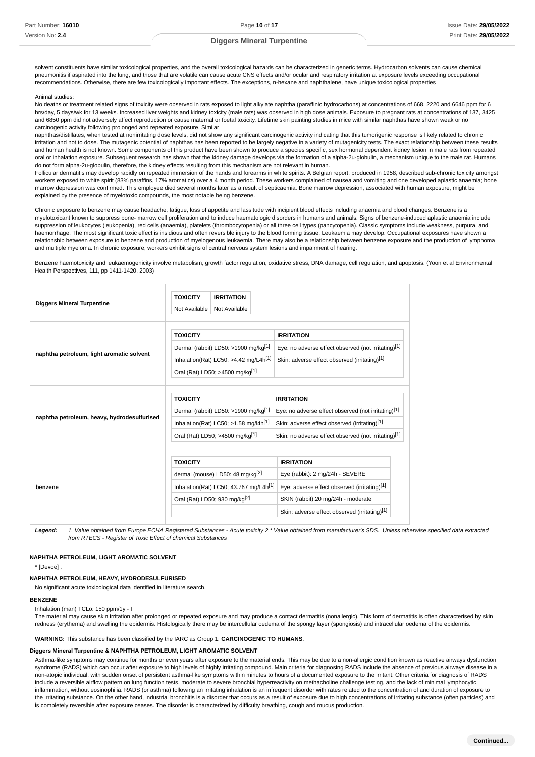solvent constituents have similar toxicological properties, and the overall toxicological hazards can be characterized in generic terms. Hydrocarbon solvents can cause chemical pneumonitis if aspirated into the lung, and those that are volatile can cause acute CNS effects and/or ocular and respiratory irritation at exposure levels exceeding occupational recommendations. Otherwise, there are few toxicologically important effects. The exceptions, n-hexane and naphthalene, have unique toxicological properties

Animal studies:

No deaths or treatment related signs of toxicity were observed in rats exposed to light alkylate naphtha (paraffinic hydrocarbons) at concentrations of 668, 2220 and 6646 ppm for 6 hrs/day, 5 days/wk for 13 weeks. Increased liver weights and kidney toxicity (male rats) was observed in high dose animals. Exposure to pregnant rats at concentrations of 137, 3425 and 6850 ppm did not adversely affect reproduction or cause maternal or foetal toxicity. Lifetime skin painting studies in mice with similar naphthas have shown weak or no carcinogenic activity following prolonged and repeated exposure. Similar

naphthas/distillates, when tested at nonirritating dose levels, did not show any significant carcinogenic activity indicating that this tumorigenic response is likely related to chronic irritation and not to dose. The mutagenic potential of naphthas has been reported to be largely negative in a variety of mutagenicity tests. The exact relationship between these results and human health is not known. Some components of this product have been shown to produce a species specific, sex hormonal dependent kidney lesion in male rats from repeated oral or inhalation exposure. Subsequent research has shown that the kidney damage develops via the formation of a alpha-2u-globulin, a mechanism unique to the male rat. Humans do not form alpha-2u-globulin, therefore, the kidney effects resulting from this mechanism are not relevant in human.

Follicular dermatitis may develop rapidly on repeated immersion of the hands and forearms in white spirits. A Belgian report, produced in 1958, described sub-chronic toxicity amongst workers exposed to white spirit (83% paraffins, 17% aromatics) over a 4 month period. These workers complained of nausea and vomiting and one developed aplastic anaemia; bone marrow depression was confirmed. This employee died several months later as a result of septicaemia. Bone marrow depression, associated with human exposure, might be explained by the presence of myelotoxic compounds, the most notable being benzene.

Chronic exposure to benzene may cause headache, fatigue, loss of appetite and lassitude with incipient blood effects including anaemia and blood changes. Benzene is a myelotoxicant known to suppress bone- marrow cell proliferation and to induce haematologic disorders in humans and animals. Signs of benzene-induced aplastic anaemia include suppression of leukocytes (leukopenia), red cells (anaemia), platelets (thrombocytopenia) or all three cell types (pancytopenia). Classic symptoms include weakness, purpura, and haemorrhage. The most significant toxic effect is insidious and often reversible injury to the blood forming tissue. Leukaemia may develop. Occupational exposures have shown a relationship between exposure to benzene and production of myelogenous leukaemia. There may also be a relationship between benzene exposure and the production of lymphoma and multiple myeloma. In chronic exposure, workers exhibit signs of central nervous system lesions and impairment of hearing.

Benzene haemotoxicity and leukaemogenicity involve metabolism, growth factor regulation, oxidative stress, DNA damage, cell regulation, and apoptosis. (Yoon et al Environmental Health Perspectives, 111, pp 1411-1420, 2003)

| Substance | TOXICITY | IRRITATION |
|---|---|---|
| **Diggers Mineral Turpentine** | Not Available | Not Available |
| **naphtha petroleum, light aromatic solvent** | Dermal (rabbit) LD50: >1900 mg/kg[1] | Eye: no adverse effect observed (not irritating)[1] |
| | Inhalation(Rat) LC50; >4.42 mg/L4h[1] | Skin: adverse effect observed (irritating)[1] |
| | Oral (Rat) LD50; >4500 mg/kg[1] | |
| **naphtha petroleum, heavy, hydrodesulfurised** | Dermal (rabbit) LD50: >1900 mg/kg[1] | Eye: no adverse effect observed (not irritating)[1] |
| | Inhalation(Rat) LC50; >1.58 mg/l4h[1] | Skin: adverse effect observed (irritating)[1] |
| | Oral (Rat) LD50; >4500 mg/kg[1] | Skin: no adverse effect observed (not irritating)[1] |
| **benzene** | dermal (mouse) LD50: 48 mg/kg[2] | Eye (rabbit): 2 mg/24h - SEVERE |
| | Inhalation(Rat) LC50; 43.767 mg/L4h[1] | Eye: adverse effect observed (irritating)[1] |
| | Oral (Rat) LD50; 930 mg/kg[2] | SKIN (rabbit):20 mg/24h - moderate |
| | | Skin: adverse effect observed (irritating)[1] |

**Legend:** *1. Value obtained from Europe ECHA Registered Substances - Acute toxicity 2.* Value obtained from manufacturer's SDS. Unless otherwise specified data extracted from RTECS - Register of Toxic Effect of chemical Substances*

**NAPHTHA PETROLEUM, LIGHT AROMATIC SOLVENT**

* [Devoe] .

**NAPHTHA PETROLEUM, HEAVY, HYDRODESULFURISED**

No significant acute toxicological data identified in literature search.

**BENZENE**

Inhalation (man) TCLo: 150 ppm/1y - I

The material may cause skin irritation after prolonged or repeated exposure and may produce a contact dermatitis (nonallergic). This form of dermatitis is often characterised by skin redness (erythema) and swelling the epidermis. Histologically there may be intercellular oedema of the spongy layer (spongiosis) and intracellular oedema of the epidermis.

**WARNING:** This substance has been classified by the IARC as Group 1: **CARCINOGENIC TO HUMANS**.

**Diggers Mineral Turpentine & NAPHTHA PETROLEUM, LIGHT AROMATIC SOLVENT**

Asthma-like symptoms may continue for months or even years after exposure to the material ends. This may be due to a non-allergic condition known as reactive airways dysfunction syndrome (RADS) which can occur after exposure to high levels of highly irritating compound. Main criteria for diagnosing RADS include the absence of previous airways disease in a non-atopic individual, with sudden onset of persistent asthma-like symptoms within minutes to hours of a documented exposure to the irritant. Other criteria for diagnosis of RADS include a reversible airflow pattern on lung function tests, moderate to severe bronchial hyperreactivity on methacholine challenge testing, and the lack of minimal lymphocytic inflammation, without eosinophilia. RADS (or asthma) following an irritating inhalation is an infrequent disorder with rates related to the concentration of and duration of exposure to the irritating substance. On the other hand, industrial bronchitis is a disorder that occurs as a result of exposure due to high concentrations of irritating substance (often particles) and is completely reversible after exposure ceases. The disorder is characterized by difficulty breathing, cough and mucus production.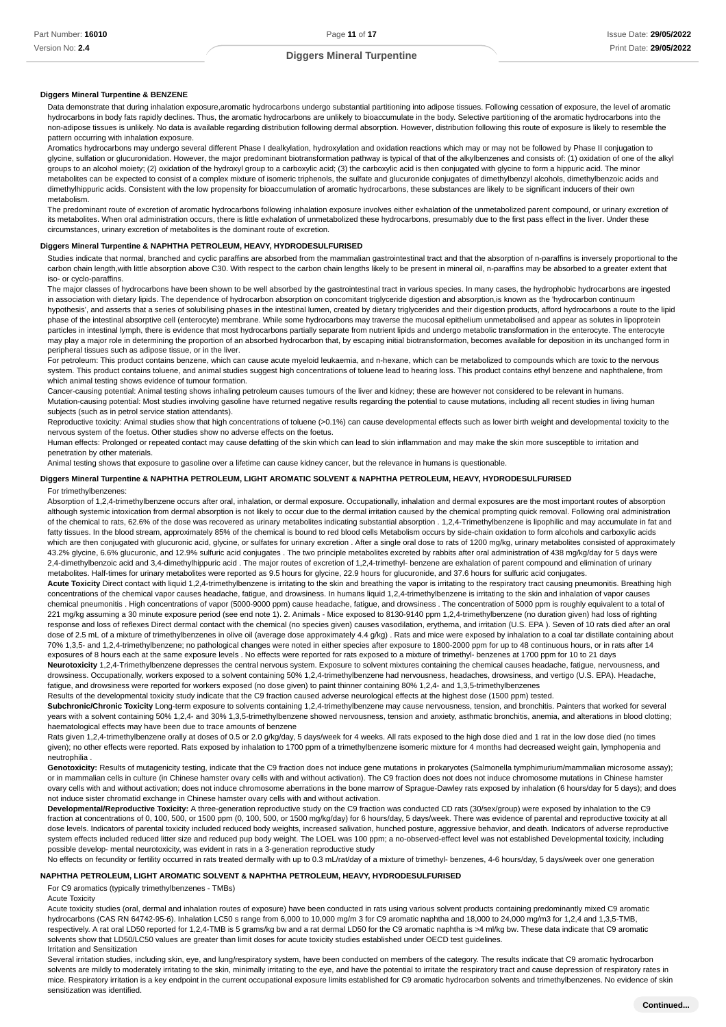**Diggers Mineral Turpentine & BENZENE**

Data demonstrate that during inhalation exposure,aromatic hydrocarbons undergo substantial partitioning into adipose tissues. Following cessation of exposure, the level of aromatic hydrocarbons in body fats rapidly declines. Thus, the aromatic hydrocarbons are unlikely to bioaccumulate in the body. Selective partitioning of the aromatic hydrocarbons into the non-adipose tissues is unlikely. No data is available regarding distribution following dermal absorption. However, distribution following this route of exposure is likely to resemble the pattern occurring with inhalation exposure.

Aromatics hydrocarbons may undergo several different Phase I dealkylation, hydroxylation and oxidation reactions which may or may not be followed by Phase II conjugation to glycine, sulfation or glucuronidation. However, the major predominant biotransformation pathway is typical of that of the alkylbenzenes and consists of: (1) oxidation of one of the alkyl groups to an alcohol moiety; (2) oxidation of the hydroxyl group to a carboxylic acid; (3) the carboxylic acid is then conjugated with glycine to form a hippuric acid. The minor metabolites can be expected to consist of a complex mixture of isomeric triphenols, the sulfate and glucuronide conjugates of dimethylbenzyl alcohols, dimethylbenzoic acids and dimethylhippuric acids. Consistent with the low propensity for bioaccumulation of aromatic hydrocarbons, these substances are likely to be significant inducers of their own metabolism.

The predominant route of excretion of aromatic hydrocarbons following inhalation exposure involves either exhalation of the unmetabolized parent compound, or urinary excretion of its metabolites. When oral administration occurs, there is little exhalation of unmetabolized these hydrocarbons, presumably due to the first pass effect in the liver. Under these circumstances, urinary excretion of metabolites is the dominant route of excretion.

**Diggers Mineral Turpentine & NAPHTHA PETROLEUM, HEAVY, HYDRODESULFURISED**

Studies indicate that normal, branched and cyclic paraffins are absorbed from the mammalian gastrointestinal tract and that the absorption of n-paraffins is inversely proportional to the carbon chain length,with little absorption above C30. With respect to the carbon chain lengths likely to be present in mineral oil, n-paraffins may be absorbed to a greater extent that iso- or cyclo-paraffins.

The major classes of hydrocarbons have been shown to be well absorbed by the gastrointestinal tract in various species. In many cases, the hydrophobic hydrocarbons are ingested in association with dietary lipids. The dependence of hydrocarbon absorption on concomitant triglyceride digestion and absorption,is known as the 'hydrocarbon continuum hypothesis', and asserts that a series of solubilising phases in the intestinal lumen, created by dietary triglycerides and their digestion products, afford hydrocarbons a route to the lipid phase of the intestinal absorptive cell (enterocyte) membrane. While some hydrocarbons may traverse the mucosal epithelium unmetabolised and appear as solutes in lipoprotein particles in intestinal lymph, there is evidence that most hydrocarbons partially separate from nutrient lipids and undergo metabolic transformation in the enterocyte. The enterocyte may play a major role in determining the proportion of an absorbed hydrocarbon that, by escaping initial biotransformation, becomes available for deposition in its unchanged form in peripheral tissues such as adipose tissue, or in the liver.

For petroleum: This product contains benzene, which can cause acute myeloid leukaemia, and n-hexane, which can be metabolized to compounds which are toxic to the nervous system. This product contains toluene, and animal studies suggest high concentrations of toluene lead to hearing loss. This product contains ethyl benzene and naphthalene, from which animal testing shows evidence of tumour formation.

Cancer-causing potential: Animal testing shows inhaling petroleum causes tumours of the liver and kidney; these are however not considered to be relevant in humans.

Mutation-causing potential: Most studies involving gasoline have returned negative results regarding the potential to cause mutations, including all recent studies in living human subjects (such as in petrol service station attendants).

Reproductive toxicity: Animal studies show that high concentrations of toluene (>0.1%) can cause developmental effects such as lower birth weight and developmental toxicity to the nervous system of the foetus. Other studies show no adverse effects on the foetus.

Human effects: Prolonged or repeated contact may cause defatting of the skin which can lead to skin inflammation and may make the skin more susceptible to irritation and penetration by other materials.

Animal testing shows that exposure to gasoline over a lifetime can cause kidney cancer, but the relevance in humans is questionable.

**Diggers Mineral Turpentine & NAPHTHA PETROLEUM, LIGHT AROMATIC SOLVENT & NAPHTHA PETROLEUM, HEAVY, HYDRODESULFURISED**

For trimethylbenzenes:

Absorption of 1,2,4-trimethylbenzene occurs after oral, inhalation, or dermal exposure. Occupationally, inhalation and dermal exposures are the most important routes of absorption although systemic intoxication from dermal absorption is not likely to occur due to the dermal irritation caused by the chemical prompting quick removal. Following oral administration of the chemical to rats, 62.6% of the dose was recovered as urinary metabolites indicating substantial absorption . 1,2,4-Trimethylbenzene is lipophilic and may accumulate in fat and fatty tissues. In the blood stream, approximately 85% of the chemical is bound to red blood cells Metabolism occurs by side-chain oxidation to form alcohols and carboxylic acids which are then conjugated with glucuronic acid, glycine, or sulfates for urinary excretion . After a single oral dose to rats of 1200 mg/kg, urinary metabolites consisted of approximately 43.2% glycine, 6.6% glucuronic, and 12.9% sulfuric acid conjugates . The two principle metabolites excreted by rabbits after oral administration of 438 mg/kg/day for 5 days were 2,4-dimethylbenzoic acid and 3,4-dimethylhippuric acid . The major routes of excretion of 1,2,4-trimethyl- benzene are exhalation of parent compound and elimination of urinary metabolites. Half-times for urinary metabolites were reported as 9.5 hours for glycine, 22.9 hours for glucuronide, and 37.6 hours for sulfuric acid conjugates.

**Acute Toxicity** Direct contact with liquid 1,2,4-trimethylbenzene is irritating to the skin and breathing the vapor is irritating to the respiratory tract causing pneumonitis. Breathing high concentrations of the chemical vapor causes headache, fatigue, and drowsiness. In humans liquid 1,2,4-trimethylbenzene is irritating to the skin and inhalation of vapor causes chemical pneumonitis . High concentrations of vapor (5000-9000 ppm) cause headache, fatigue, and drowsiness . The concentration of 5000 ppm is roughly equivalent to a total of 221 mg/kg assuming a 30 minute exposure period (see end note 1). 2. Animals - Mice exposed to 8130-9140 ppm 1,2,4-trimethylbenzene (no duration given) had loss of righting response and loss of reflexes Direct dermal contact with the chemical (no species given) causes vasodilation, erythema, and irritation (U.S. EPA ). Seven of 10 rats died after an oral dose of 2.5 mL of a mixture of trimethylbenzenes in olive oil (average dose approximately 4.4 g/kg) . Rats and mice were exposed by inhalation to a coal tar distillate containing about 70% 1,3,5- and 1,2,4-trimethylbenzene; no pathological changes were noted in either species after exposure to 1800-2000 ppm for up to 48 continuous hours, or in rats after 14 exposures of 8 hours each at the same exposure levels . No effects were reported for rats exposed to a mixture of trimethyl- benzenes at 1700 ppm for 10 to 21 days

**Neurotoxicity** 1,2,4-Trimethylbenzene depresses the central nervous system. Exposure to solvent mixtures containing the chemical causes headache, fatigue, nervousness, and drowsiness. Occupationally, workers exposed to a solvent containing 50% 1,2,4-trimethylbenzene had nervousness, headaches, drowsiness, and vertigo (U.S. EPA). Headache, fatigue, and drowsiness were reported for workers exposed (no dose given) to paint thinner containing 80% 1,2,4- and 1,3,5-trimethylbenzenes

Results of the developmental toxicity study indicate that the C9 fraction caused adverse neurological effects at the highest dose (1500 ppm) tested.

**Subchronic/Chronic Toxicity** Long-term exposure to solvents containing 1,2,4-trimethylbenzene may cause nervousness, tension, and bronchitis. Painters that worked for several years with a solvent containing 50% 1,2,4- and 30% 1,3,5-trimethylbenzene showed nervousness, tension and anxiety, asthmatic bronchitis, anemia, and alterations in blood clotting; haematological effects may have been due to trace amounts of benzene

Rats given 1,2,4-trimethylbenzene orally at doses of 0.5 or 2.0 g/kg/day, 5 days/week for 4 weeks. All rats exposed to the high dose died and 1 rat in the low dose died (no times given); no other effects were reported. Rats exposed by inhalation to 1700 ppm of a trimethylbenzene isomeric mixture for 4 months had decreased weight gain, lymphopenia and neutrophilia .

**Genotoxicity:** Results of mutagenicity testing, indicate that the C9 fraction does not induce gene mutations in prokaryotes (Salmonella tymphimurium/mammalian microsome assay); or in mammalian cells in culture (in Chinese hamster ovary cells with and without activation). The C9 fraction does not does not induce chromosome mutations in Chinese hamster ovary cells with and without activation; does not induce chromosome aberrations in the bone marrow of Sprague-Dawley rats exposed by inhalation (6 hours/day for 5 days); and does not induce sister chromatid exchange in Chinese hamster ovary cells with and without activation.

**Developmental/Reproductive Toxicity:** A three-generation reproductive study on the C9 fraction was conducted CD rats (30/sex/group) were exposed by inhalation to the C9 fraction at concentrations of 0, 100, 500, or 1500 ppm (0, 100, 500, or 1500 mg/kg/day) for 6 hours/day, 5 days/week. There was evidence of parental and reproductive toxicity at all dose levels. Indicators of parental toxicity included reduced body weights, increased salivation, hunched posture, aggressive behavior, and death. Indicators of adverse reproductive system effects included reduced litter size and reduced pup body weight. The LOEL was 100 ppm; a no-observed-effect level was not established Developmental toxicity, including possible develop- mental neurotoxicity, was evident in rats in a 3-generation reproductive study

No effects on fecundity or fertility occurred in rats treated dermally with up to 0.3 mL/rat/day of a mixture of trimethyl- benzenes, 4-6 hours/day, 5 days/week over one generation

**NAPHTHA PETROLEUM, LIGHT AROMATIC SOLVENT & NAPHTHA PETROLEUM, HEAVY, HYDRODESULFURISED**

For C9 aromatics (typically trimethylbenzenes - TMBs)

Acute Toxicity

Acute toxicity studies (oral, dermal and inhalation routes of exposure) have been conducted in rats using various solvent products containing predominantly mixed C9 aromatic hydrocarbons (CAS RN 64742-95-6). Inhalation LC50 s range from 6,000 to 10,000 mg/m 3 for C9 aromatic naphtha and 18,000 to 24,000 mg/m3 for 1,2,4 and 1,3,5-TMB, respectively. A rat oral LD50 reported for 1,2,4-TMB is 5 grams/kg bw and a rat dermal LD50 for the C9 aromatic naphtha is >4 ml/kg bw. These data indicate that C9 aromatic solvents show that LD50/LC50 values are greater than limit doses for acute toxicity studies established under OECD test guidelines.

Irritation and Sensitization

Several irritation studies, including skin, eye, and lung/respiratory system, have been conducted on members of the category. The results indicate that C9 aromatic hydrocarbon solvents are mildly to moderately irritating to the skin, minimally irritating to the eye, and have the potential to irritate the respiratory tract and cause depression of respiratory rates in mice. Respiratory irritation is a key endpoint in the current occupational exposure limits established for C9 aromatic hydrocarbon solvents and trimethylbenzenes. No evidence of skin sensitization was identified.

**Continued...**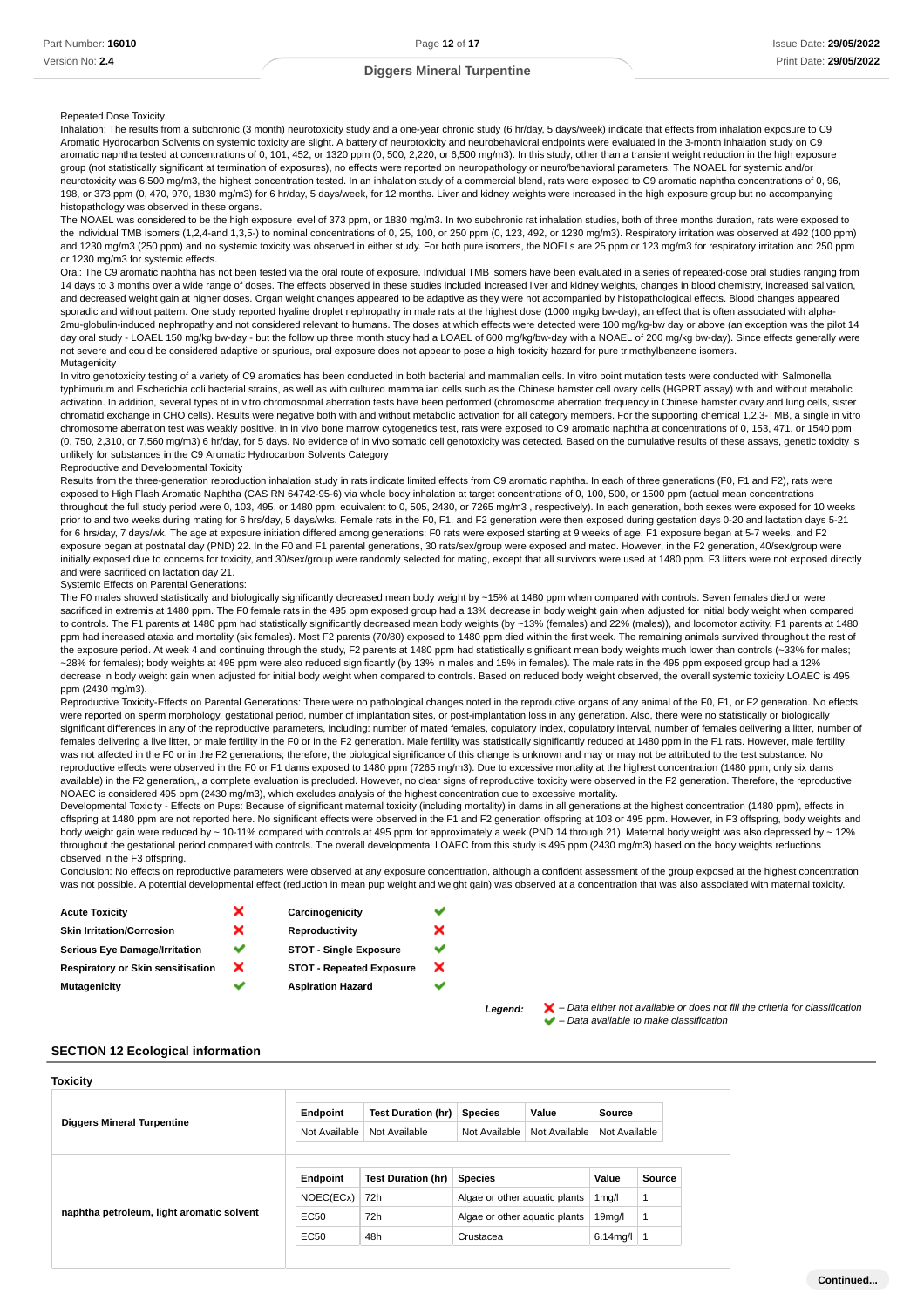Repeated Dose Toxicity

Inhalation: The results from a subchronic (3 month) neurotoxicity study and a one-year chronic study (6 hr/day, 5 days/week) indicate that effects from inhalation exposure to C9 Aromatic Hydrocarbon Solvents on systemic toxicity are slight. A battery of neurotoxicity and neurobehavioral endpoints were evaluated in the 3-month inhalation study on C9 aromatic naphtha tested at concentrations of 0, 101, 452, or 1320 ppm (0, 500, 2,220, or 6,500 mg/m3). In this study, other than a transient weight reduction in the high exposure group (not statistically significant at termination of exposures), no effects were reported on neuropathology or neuro/behavioral parameters. The NOAEL for systemic and/or neurotoxicity was 6,500 mg/m3, the highest concentration tested. In an inhalation study of a commercial blend, rats were exposed to C9 aromatic naphtha concentrations of 0, 96, 198, or 373 ppm (0, 470, 970, 1830 mg/m3) for 6 hr/day, 5 days/week, for 12 months. Liver and kidney weights were increased in the high exposure group but no accompanying histopathology was observed in these organs.

The NOAEL was considered to be the high exposure level of 373 ppm, or 1830 mg/m3. In two subchronic rat inhalation studies, both of three months duration, rats were exposed to the individual TMB isomers (1,2,4-and 1,3,5-) to nominal concentrations of 0, 25, 100, or 250 ppm (0, 123, 492, or 1230 mg/m3). Respiratory irritation was observed at 492 (100 ppm) and 1230 mg/m3 (250 ppm) and no systemic toxicity was observed in either study. For both pure isomers, the NOELs are 25 ppm or 123 mg/m3 for respiratory irritation and 250 ppm or 1230 mg/m3 for systemic effects.

Oral: The C9 aromatic naphtha has not been tested via the oral route of exposure. Individual TMB isomers have been evaluated in a series of repeated-dose oral studies ranging from 14 days to 3 months over a wide range of doses. The effects observed in these studies included increased liver and kidney weights, changes in blood chemistry, increased salivation, and decreased weight gain at higher doses. Organ weight changes appeared to be adaptive as they were not accompanied by histopathological effects. Blood changes appeared sporadic and without pattern. One study reported hyaline droplet nephropathy in male rats at the highest dose (1000 mg/kg bw-day), an effect that is often associated with alpha-2mu-globulin-induced nephropathy and not considered relevant to humans. The doses at which effects were detected were 100 mg/kg-bw day or above (an exception was the pilot 14 day oral study - LOAEL 150 mg/kg bw-day - but the follow up three month study had a LOAEL of 600 mg/kg/bw-day with a NOAEL of 200 mg/kg bw-day). Since effects generally were not severe and could be considered adaptive or spurious, oral exposure does not appear to pose a high toxicity hazard for pure trimethylbenzene isomers.

Mutagenicity

In vitro genotoxicity testing of a variety of C9 aromatics has been conducted in both bacterial and mammalian cells. In vitro point mutation tests were conducted with Salmonella typhimurium and Escherichia coli bacterial strains, as well as with cultured mammalian cells such as the Chinese hamster cell ovary cells (HGPRT assay) with and without metabolic activation. In addition, several types of in vitro chromosomal aberration tests have been performed (chromosome aberration frequency in Chinese hamster ovary and lung cells, sister chromatid exchange in CHO cells). Results were negative both with and without metabolic activation for all category members. For the supporting chemical 1,2,3-TMB, a single in vitro chromosome aberration test was weakly positive. In in vivo bone marrow cytogenetics test, rats were exposed to C9 aromatic naphtha at concentrations of 0, 153, 471, or 1540 ppm (0, 750, 2,310, or 7,560 mg/m3) 6 hr/day, for 5 days. No evidence of in vivo somatic cell genotoxicity was detected. Based on the cumulative results of these assays, genetic toxicity is unlikely for substances in the C9 Aromatic Hydrocarbon Solvents Category

Reproductive and Developmental Toxicity

Results from the three-generation reproduction inhalation study in rats indicate limited effects from C9 aromatic naphtha. In each of three generations (F0, F1 and F2), rats were exposed to High Flash Aromatic Naphtha (CAS RN 64742-95-6) via whole body inhalation at target concentrations of 0, 100, 500, or 1500 ppm (actual mean concentrations throughout the full study period were 0, 103, 495, or 1480 ppm, equivalent to 0, 505, 2430, or 7265 mg/m3 , respectively). In each generation, both sexes were exposed for 10 weeks prior to and two weeks during mating for 6 hrs/day, 5 days/wks. Female rats in the F0, F1, and F2 generation were then exposed during gestation days 0-20 and lactation days 5-21 for 6 hrs/day, 7 days/wk. The age at exposure initiation differed among generations; F0 rats were exposed starting at 9 weeks of age, F1 exposure began at 5-7 weeks, and F2 exposure began at postnatal day (PND) 22. In the F0 and F1 parental generations, 30 rats/sex/group were exposed and mated. However, in the F2 generation, 40/sex/group were initially exposed due to concerns for toxicity, and 30/sex/group were randomly selected for mating, except that all survivors were used at 1480 ppm. F3 litters were not exposed directly and were sacrificed on lactation day 21.

Systemic Effects on Parental Generations:

The F0 males showed statistically and biologically significantly decreased mean body weight by ~15% at 1480 ppm when compared with controls. Seven females died or were sacrificed in extremis at 1480 ppm. The F0 female rats in the 495 ppm exposed group had a 13% decrease in body weight gain when adjusted for initial body weight when compared to controls. The F1 parents at 1480 ppm had statistically significantly decreased mean body weights (by ~13% (females) and 22% (males)), and locomotor activity. F1 parents at 1480 ppm had increased ataxia and mortality (six females). Most F2 parents (70/80) exposed to 1480 ppm died within the first week. The remaining animals survived throughout the rest of the exposure period. At week 4 and continuing through the study, F2 parents at 1480 ppm had statistically significant mean body weights much lower than controls (~33% for males; ~28% for females); body weights at 495 ppm were also reduced significantly (by 13% in males and 15% in females). The male rats in the 495 ppm exposed group had a 12% decrease in body weight gain when adjusted for initial body weight when compared to controls. Based on reduced body weight observed, the overall systemic toxicity LOAEC is 495 ppm (2430 mg/m3).

Reproductive Toxicity-Effects on Parental Generations: There were no pathological changes noted in the reproductive organs of any animal of the F0, F1, or F2 generation. No effects were reported on sperm morphology, gestational period, number of implantation sites, or post-implantation loss in any generation. Also, there were no statistically or biologically significant differences in any of the reproductive parameters, including: number of mated females, copulatory index, copulatory interval, number of females delivering a litter, number of females delivering a live litter, or male fertility in the F0 or the F2 generation. Male fertility was statistically significantly reduced at 1480 ppm in the F1 rats. However, male fertility was not affected in the F0 or in the F2 generations; therefore, the biological significance of this change is unknown and may or may not be attributed to the test substance. No reproductive effects were observed in the F0 or F1 dams exposed to 1480 ppm (7265 mg/m3). Due to excessive mortality at the highest concentration (1480 ppm, only six dams available) in the F2 generation,, a complete evaluation is precluded. However, no clear signs of reproductive toxicity were observed in the F2 generation. Therefore, the reproductive NOAEC is considered 495 ppm (2430 mg/m3), which excludes analysis of the highest concentration due to excessive mortality.

Developmental Toxicity - Effects on Pups: Because of significant maternal toxicity (including mortality) in dams in all generations at the highest concentration (1480 ppm), effects in offspring at 1480 ppm are not reported here. No significant effects were observed in the F1 and F2 generation offspring at 103 or 495 ppm. However, in F3 offspring, body weights and body weight gain were reduced by ~ 10-11% compared with controls at 495 ppm for approximately a week (PND 14 through 21). Maternal body weight was also depressed by ~ 12% throughout the gestational period compared with controls. The overall developmental LOAEC from this study is 495 ppm (2430 mg/m3) based on the body weights reductions observed in the F3 offspring.

Conclusion: No effects on reproductive parameters were observed at any exposure concentration, although a confident assessment of the group exposed at the highest concentration was not possible. A potential developmental effect (reduction in mean pup weight and weight gain) was observed at a concentration that was also associated with maternal toxicity.

| | | | |
|---|---|---|---|
| **Acute Toxicity** | ✘ | **Carcinogenicity** | ✔ |
| **Skin Irritation/Corrosion** | ✘ | **Reproductivity** | ✘ |
| **Serious Eye Damage/Irritation** | ✔ | **STOT - Single Exposure** | ✔ |
| **Respiratory or Skin sensitisation** | ✘ | **STOT - Repeated Exposure** | ✘ |
| **Mutagenicity** | ✔ | **Aspiration Hazard** | ✔ |

***Legend:*** ✘ *– Data either not available or does not fill the criteria for classification*
✔ *– Data available to make classification*

## SECTION 12 Ecological information

### Toxicity

**Diggers Mineral Turpentine**

| Endpoint | Test Duration (hr) | Species | Value | Source |
|---|---|---|---|---|
| Not Available | Not Available | Not Available | Not Available | Not Available |

**naphtha petroleum, light aromatic solvent**

| Endpoint | Test Duration (hr) | Species | Value | Source |
|---|---|---|---|---|
| NOEC(ECx) | 72h | Algae or other aquatic plants | 1mg/l | 1 |
| EC50 | 72h | Algae or other aquatic plants | 19mg/l | 1 |
| EC50 | 48h | Crustacea | 6.14mg/l | 1 |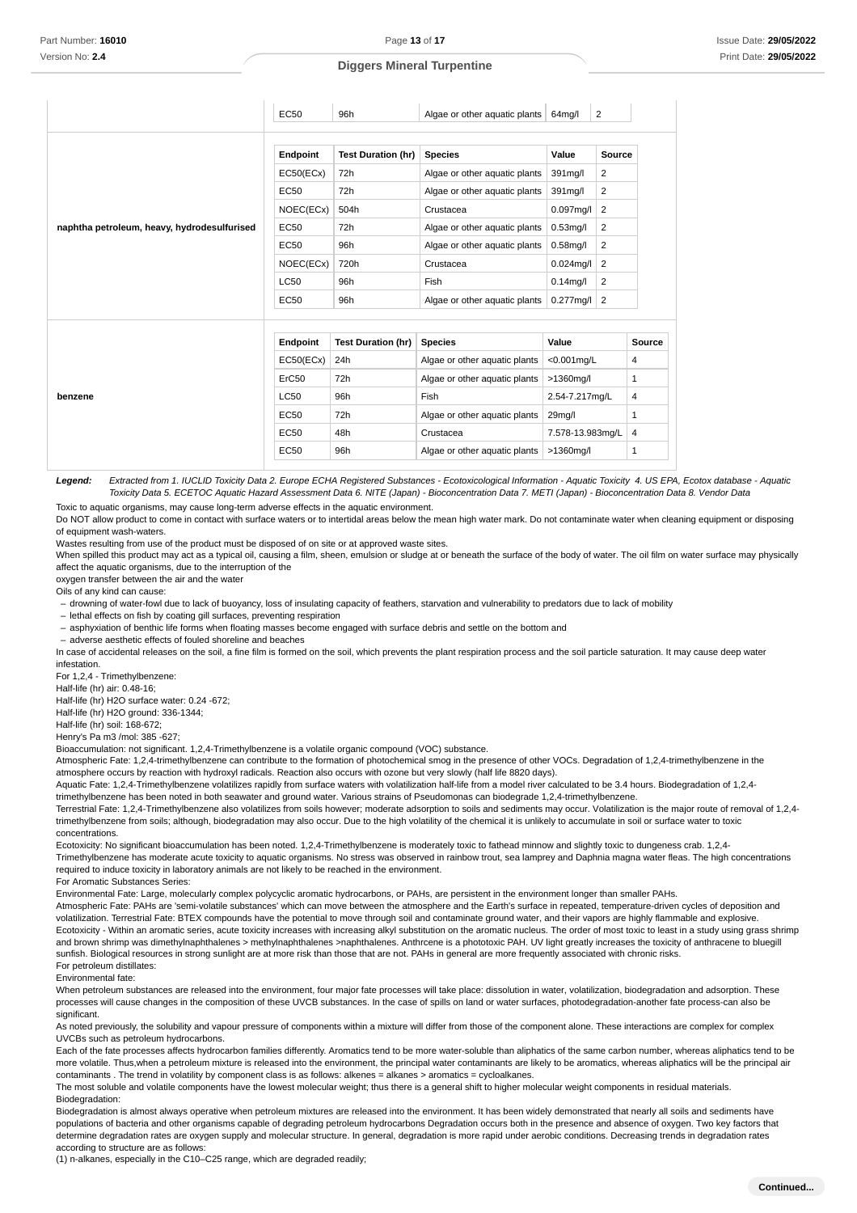| | Endpoint | Test Duration (hr) | Species | Value | Source |
|---|---|---|---|---|---|
| | EC50 | 96h | Algae or other aquatic plants | 64mg/l | 2 |

| | Endpoint | Test Duration (hr) | Species | Value | Source |
|---|---|---|---|---|---|
| naphtha petroleum, heavy, hydrodesulfurised | EC50(ECx) | 72h | Algae or other aquatic plants | 391mg/l | 2 |
| | EC50 | 72h | Algae or other aquatic plants | 391mg/l | 2 |
| | NOEC(ECx) | 504h | Crustacea | 0.097mg/l | 2 |
| | EC50 | 72h | Algae or other aquatic plants | 0.53mg/l | 2 |
| | EC50 | 96h | Algae or other aquatic plants | 0.58mg/l | 2 |
| | NOEC(ECx) | 720h | Crustacea | 0.024mg/l | 2 |
| | LC50 | 96h | Fish | 0.14mg/l | 2 |
| | EC50 | 96h | Algae or other aquatic plants | 0.277mg/l | 2 |

| | Endpoint | Test Duration (hr) | Species | Value | Source |
|---|---|---|---|---|---|
| benzene | EC50(ECx) | 24h | Algae or other aquatic plants | <0.001mg/L | 4 |
| | ErC50 | 72h | Algae or other aquatic plants | >1360mg/l | 1 |
| | LC50 | 96h | Fish | 2.54-7.217mg/L | 4 |
| | EC50 | 72h | Algae or other aquatic plants | 29mg/l | 1 |
| | EC50 | 48h | Crustacea | 7.578-13.983mg/L | 4 |
| | EC50 | 96h | Algae or other aquatic plants | >1360mg/l | 1 |

**Legend:** *Extracted from 1. IUCLID Toxicity Data 2. Europe ECHA Registered Substances - Ecotoxicological Information - Aquatic Toxicity 4. US EPA, Ecotox database - Aquatic Toxicity Data 5. ECETOC Aquatic Hazard Assessment Data 6. NITE (Japan) - Bioconcentration Data 7. METI (Japan) - Bioconcentration Data 8. Vendor Data*

Toxic to aquatic organisms, may cause long-term adverse effects in the aquatic environment.

Do NOT allow product to come in contact with surface waters or to intertidal areas below the mean high water mark. Do not contaminate water when cleaning equipment or disposing of equipment wash-waters.

Wastes resulting from use of the product must be disposed of on site or at approved waste sites.

When spilled this product may act as a typical oil, causing a film, sheen, emulsion or sludge at or beneath the surface of the body of water. The oil film on water surface may physically affect the aquatic organisms, due to the interruption of the
oxygen transfer between the air and the water

Oils of any kind can cause:

- drowning of water-fowl due to lack of buoyancy, loss of insulating capacity of feathers, starvation and vulnerability to predators due to lack of mobility
- lethal effects on fish by coating gill surfaces, preventing respiration
- asphyxiation of benthic life forms when floating masses become engaged with surface debris and settle on the bottom and
- adverse aesthetic effects of fouled shoreline and beaches

In case of accidental releases on the soil, a fine film is formed on the soil, which prevents the plant respiration process and the soil particle saturation. It may cause deep water infestation.

For 1,2,4 - Trimethylbenzene:
Half-life (hr) air: 0.48-16;
Half-life (hr) H2O surface water: 0.24 -672;
Half-life (hr) H2O ground: 336-1344;
Half-life (hr) soil: 168-672;
Henry's Pa m3 /mol: 385 -627;
Bioaccumulation: not significant. 1,2,4-Trimethylbenzene is a volatile organic compound (VOC) substance.

Atmospheric Fate: 1,2,4-trimethylbenzene can contribute to the formation of photochemical smog in the presence of other VOCs. Degradation of 1,2,4-trimethylbenzene in the atmosphere occurs by reaction with hydroxyl radicals. Reaction also occurs with ozone but very slowly (half life 8820 days).

Aquatic Fate: 1,2,4-Trimethylbenzene volatilizes rapidly from surface waters with volatilization half-life from a model river calculated to be 3.4 hours. Biodegradation of 1,2,4-trimethylbenzene has been noted in both seawater and ground water. Various strains of Pseudomonas can biodegrade 1,2,4-trimethylbenzene.

Terrestrial Fate: 1,2,4-Trimethylbenzene also volatilizes from soils however; moderate adsorption to soils and sediments may occur. Volatilization is the major route of removal of 1,2,4-trimethylbenzene from soils; although, biodegradation may also occur. Due to the high volatility of the chemical it is unlikely to accumulate in soil or surface water to toxic concentrations.

Ecotoxicity: No significant bioaccumulation has been noted. 1,2,4-Trimethylbenzene is moderately toxic to fathead minnow and slightly toxic to dungeness crab. 1,2,4-Trimethylbenzene has moderate acute toxicity to aquatic organisms. No stress was observed in rainbow trout, sea lamprey and Daphnia magna water fleas. The high concentrations required to induce toxicity in laboratory animals are not likely to be reached in the environment.

For Aromatic Substances Series:

Environmental Fate: Large, molecularly complex polycyclic aromatic hydrocarbons, or PAHs, are persistent in the environment longer than smaller PAHs.

Atmospheric Fate: PAHs are 'semi-volatile substances' which can move between the atmosphere and the Earth's surface in repeated, temperature-driven cycles of deposition and volatilization. Terrestrial Fate: BTEX compounds have the potential to move through soil and contaminate ground water, and their vapors are highly flammable and explosive.

Ecotoxicity - Within an aromatic series, acute toxicity increases with increasing alkyl substitution on the aromatic nucleus. The order of most toxic to least in a study using grass shrimp and brown shrimp was dimethylnaphthalenes > methylnaphthalenes >naphthalenes. Anthrcene is a phototoxic PAH. UV light greatly increases the toxicity of anthracene to bluegill sunfish. Biological resources in strong sunlight are at more risk than those that are not. PAHs in general are more frequently associated with chronic risks.

For petroleum distillates:
Environmental fate:

When petroleum substances are released into the environment, four major fate processes will take place: dissolution in water, volatilization, biodegradation and adsorption. These processes will cause changes in the composition of these UVCB substances. In the case of spills on land or water surfaces, photodegradation-another fate process-can also be significant.

As noted previously, the solubility and vapour pressure of components within a mixture will differ from those of the component alone. These interactions are complex for complex UVCBs such as petroleum hydrocarbons.

Each of the fate processes affects hydrocarbon families differently. Aromatics tend to be more water-soluble than aliphatics of the same carbon number, whereas aliphatics tend to be more volatile. Thus,when a petroleum mixture is released into the environment, the principal water contaminants are likely to be aromatics, whereas aliphatics will be the principal air contaminants . The trend in volatility by component class is as follows: alkenes = alkanes > aromatics = cycloalkanes.

The most soluble and volatile components have the lowest molecular weight; thus there is a general shift to higher molecular weight components in residual materials.

Biodegradation:

Biodegradation is almost always operative when petroleum mixtures are released into the environment. It has been widely demonstrated that nearly all soils and sediments have populations of bacteria and other organisms capable of degrading petroleum hydrocarbons Degradation occurs both in the presence and absence of oxygen. Two key factors that determine degradation rates are oxygen supply and molecular structure. In general, degradation is more rapid under aerobic conditions. Decreasing trends in degradation rates according to structure are as follows:

(1) n-alkanes, especially in the C10–C25 range, which are degraded readily;

**Continued...**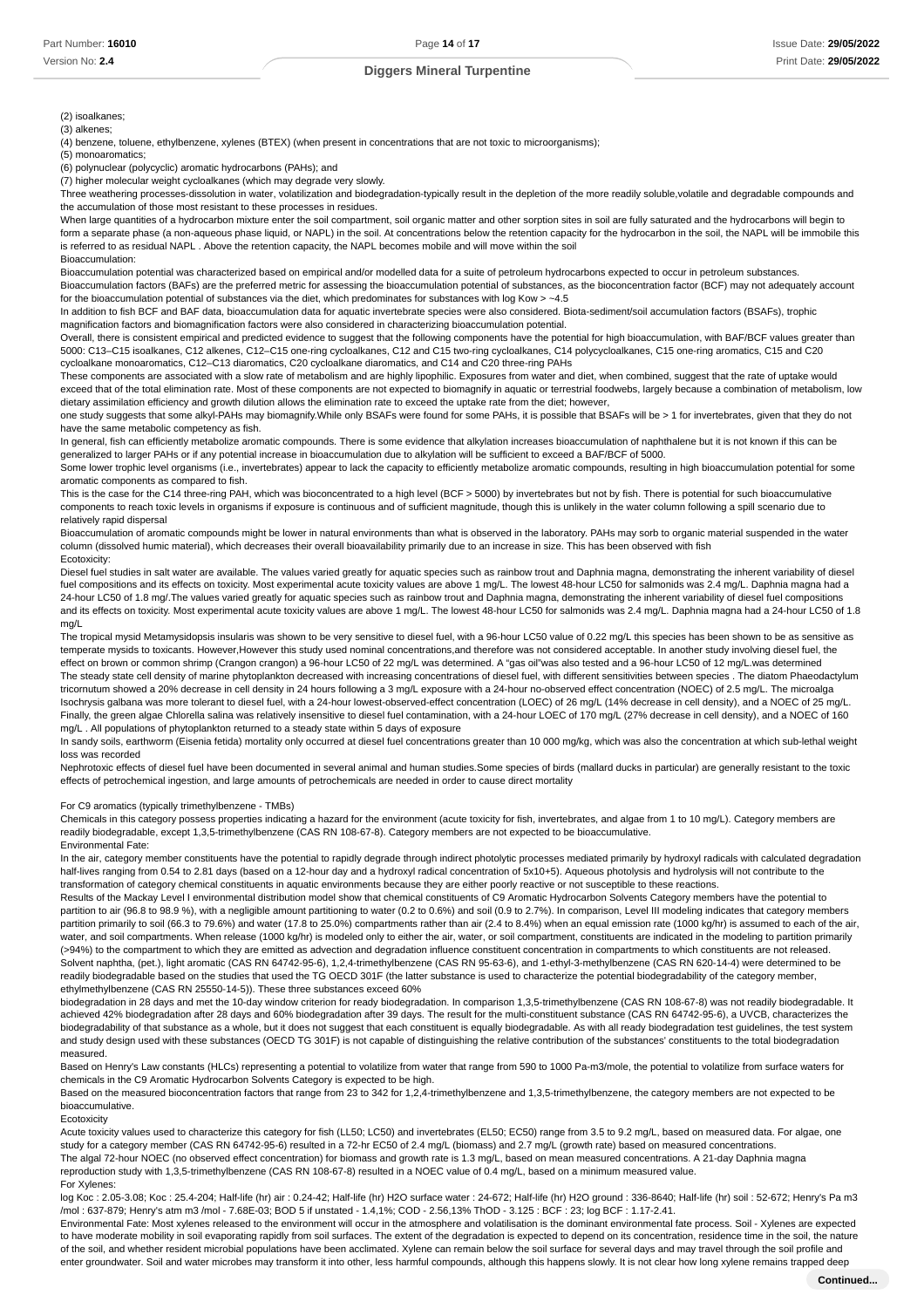(2) isoalkanes;

(3) alkenes;

(4) benzene, toluene, ethylbenzene, xylenes (BTEX) (when present in concentrations that are not toxic to microorganisms);

(5) monoaromatics;

(6) polynuclear (polycyclic) aromatic hydrocarbons (PAHs); and

(7) higher molecular weight cycloalkanes (which may degrade very slowly.

Three weathering processes-dissolution in water, volatilization and biodegradation-typically result in the depletion of the more readily soluble,volatile and degradable compounds and the accumulation of those most resistant to these processes in residues.

When large quantities of a hydrocarbon mixture enter the soil compartment, soil organic matter and other sorption sites in soil are fully saturated and the hydrocarbons will begin to form a separate phase (a non-aqueous phase liquid, or NAPL) in the soil. At concentrations below the retention capacity for the hydrocarbon in the soil, the NAPL will be immobile this is referred to as residual NAPL . Above the retention capacity, the NAPL becomes mobile and will move within the soil

Bioaccumulation:

Bioaccumulation potential was characterized based on empirical and/or modelled data for a suite of petroleum hydrocarbons expected to occur in petroleum substances.

Bioaccumulation factors (BAFs) are the preferred metric for assessing the bioaccumulation potential of substances, as the bioconcentration factor (BCF) may not adequately account for the bioaccumulation potential of substances via the diet, which predominates for substances with log Kow > ~4.5

In addition to fish BCF and BAF data, bioaccumulation data for aquatic invertebrate species were also considered. Biota-sediment/soil accumulation factors (BSAFs), trophic magnification factors and biomagnification factors were also considered in characterizing bioaccumulation potential.

Overall, there is consistent empirical and predicted evidence to suggest that the following components have the potential for high bioaccumulation, with BAF/BCF values greater than 5000: C13–C15 isoalkanes, C12 alkenes, C12–C15 one-ring cycloalkanes, C12 and C15 two-ring cycloalkanes, C14 polycycloalkanes, C15 one-ring aromatics, C15 and C20 cycloalkane monoaromatics, C12–C13 diaromatics, C20 cycloalkane diaromatics, and C14 and C20 three-ring PAHs

These components are associated with a slow rate of metabolism and are highly lipophilic. Exposures from water and diet, when combined, suggest that the rate of uptake would exceed that of the total elimination rate. Most of these components are not expected to biomagnify in aquatic or terrestrial foodwebs, largely because a combination of metabolism, low dietary assimilation efficiency and growth dilution allows the elimination rate to exceed the uptake rate from the diet; however,

one study suggests that some alkyl-PAHs may biomagnify.While only BSAFs were found for some PAHs, it is possible that BSAFs will be > 1 for invertebrates, given that they do not have the same metabolic competency as fish.

In general, fish can efficiently metabolize aromatic compounds. There is some evidence that alkylation increases bioaccumulation of naphthalene but it is not known if this can be generalized to larger PAHs or if any potential increase in bioaccumulation due to alkylation will be sufficient to exceed a BAF/BCF of 5000.

Some lower trophic level organisms (i.e., invertebrates) appear to lack the capacity to efficiently metabolize aromatic compounds, resulting in high bioaccumulation potential for some aromatic components as compared to fish.

This is the case for the C14 three-ring PAH, which was bioconcentrated to a high level (BCF > 5000) by invertebrates but not by fish. There is potential for such bioaccumulative components to reach toxic levels in organisms if exposure is continuous and of sufficient magnitude, though this is unlikely in the water column following a spill scenario due to relatively rapid dispersal

Bioaccumulation of aromatic compounds might be lower in natural environments than what is observed in the laboratory. PAHs may sorb to organic material suspended in the water column (dissolved humic material), which decreases their overall bioavailability primarily due to an increase in size. This has been observed with fish

Ecotoxicity:

Diesel fuel studies in salt water are available. The values varied greatly for aquatic species such as rainbow trout and Daphnia magna, demonstrating the inherent variability of diesel fuel compositions and its effects on toxicity. Most experimental acute toxicity values are above 1 mg/L. The lowest 48-hour LC50 for salmonids was 2.4 mg/L. Daphnia magna had a 24-hour LC50 of 1.8 mg/.The values varied greatly for aquatic species such as rainbow trout and Daphnia magna, demonstrating the inherent variability of diesel fuel compositions and its effects on toxicity. Most experimental acute toxicity values are above 1 mg/L. The lowest 48-hour LC50 for salmonids was 2.4 mg/L. Daphnia magna had a 24-hour LC50 of 1.8 mg/L

The tropical mysid Metamysidopsis insularis was shown to be very sensitive to diesel fuel, with a 96-hour LC50 value of 0.22 mg/L this species has been shown to be as sensitive as temperate mysids to toxicants. However,However this study used nominal concentrations,and therefore was not considered acceptable. In another study involving diesel fuel, the effect on brown or common shrimp (Crangon crangon) a 96-hour LC50 of 22 mg/L was determined. A "gas oil"was also tested and a 96-hour LC50 of 12 mg/L.was determined

The steady state cell density of marine phytoplankton decreased with increasing concentrations of diesel fuel, with different sensitivities between species . The diatom Phaeodactylum tricornutum showed a 20% decrease in cell density in 24 hours following a 3 mg/L exposure with a 24-hour no-observed effect concentration (NOEC) of 2.5 mg/L. The microalga Isochrysis galbana was more tolerant to diesel fuel, with a 24-hour lowest-observed-effect concentration (LOEC) of 26 mg/L (14% decrease in cell density), and a NOEC of 25 mg/L. Finally, the green algae Chlorella salina was relatively insensitive to diesel fuel contamination, with a 24-hour LOEC of 170 mg/L (27% decrease in cell density), and a NOEC of 160 mg/L . All populations of phytoplankton returned to a steady state within 5 days of exposure

In sandy soils, earthworm (Eisenia fetida) mortality only occurred at diesel fuel concentrations greater than 10 000 mg/kg, which was also the concentration at which sub-lethal weight loss was recorded

Nephrotoxic effects of diesel fuel have been documented in several animal and human studies.Some species of birds (mallard ducks in particular) are generally resistant to the toxic effects of petrochemical ingestion, and large amounts of petrochemicals are needed in order to cause direct mortality

For C9 aromatics (typically trimethylbenzene - TMBs)

Chemicals in this category possess properties indicating a hazard for the environment (acute toxicity for fish, invertebrates, and algae from 1 to 10 mg/L). Category members are readily biodegradable, except 1,3,5-trimethylbenzene (CAS RN 108-67-8). Category members are not expected to be bioaccumulative.

Environmental Fate:

In the air, category member constituents have the potential to rapidly degrade through indirect photolytic processes mediated primarily by hydroxyl radicals with calculated degradation half-lives ranging from 0.54 to 2.81 days (based on a 12-hour day and a hydroxyl radical concentration of 5x10+5). Aqueous photolysis and hydrolysis will not contribute to the transformation of category chemical constituents in aquatic environments because they are either poorly reactive or not susceptible to these reactions.

Results of the Mackay Level I environmental distribution model show that chemical constituents of C9 Aromatic Hydrocarbon Solvents Category members have the potential to partition to air (96.8 to 98.9 %), with a negligible amount partitioning to water (0.2 to 0.6%) and soil (0.9 to 2.7%). In comparison, Level III modeling indicates that category members partition primarily to soil (66.3 to 79.6%) and water (17.8 to 25.0%) compartments rather than air (2.4 to 8.4%) when an equal emission rate (1000 kg/hr) is assumed to each of the air, water, and soil compartments. When release (1000 kg/hr) is modeled only to either the air, water, or soil compartment, constituents are indicated in the modeling to partition primarily (>94%) to the compartment to which they are emitted as advection and degradation influence constituent concentration in compartments to which constituents are not released.

Solvent naphtha, (pet.), light aromatic (CAS RN 64742-95-6), 1,2,4-trimethylbenzene (CAS RN 95-63-6), and 1-ethyl-3-methylbenzene (CAS RN 620-14-4) were determined to be readily biodegradable based on the studies that used the TG OECD 301F (the latter substance is used to characterize the potential biodegradability of the category member, ethylmethylbenzene (CAS RN 25550-14-5)). These three substances exceed 60%

biodegradation in 28 days and met the 10-day window criterion for ready biodegradation. In comparison 1,3,5-trimethylbenzene (CAS RN 108-67-8) was not readily biodegradable. It achieved 42% biodegradation after 28 days and 60% biodegradation after 39 days. The result for the multi-constituent substance (CAS RN 64742-95-6), a UVCB, characterizes the biodegradability of that substance as a whole, but it does not suggest that each constituent is equally biodegradable. As with all ready biodegradation test guidelines, the test system and study design used with these substances (OECD TG 301F) is not capable of distinguishing the relative contribution of the substances' constituents to the total biodegradation measured.

Based on Henry's Law constants (HLCs) representing a potential to volatilize from water that range from 590 to 1000 Pa-m3/mole, the potential to volatilize from surface waters for chemicals in the C9 Aromatic Hydrocarbon Solvents Category is expected to be high.

Based on the measured bioconcentration factors that range from 23 to 342 for 1,2,4-trimethylbenzene and 1,3,5-trimethylbenzene, the category members are not expected to be bioaccumulative.

Ecotoxicity

Acute toxicity values used to characterize this category for fish (LL50; LC50) and invertebrates (EL50; EC50) range from 3.5 to 9.2 mg/L, based on measured data. For algae, one study for a category member (CAS RN 64742-95-6) resulted in a 72-hr EC50 of 2.4 mg/L (biomass) and 2.7 mg/L (growth rate) based on measured concentrations.

The algal 72-hour NOEC (no observed effect concentration) for biomass and growth rate is 1.3 mg/L, based on mean measured concentrations. A 21-day Daphnia magna reproduction study with 1,3,5-trimethylbenzene (CAS RN 108-67-8) resulted in a NOEC value of 0.4 mg/L, based on a minimum measured value.

For Xylenes:

log Koc : 2.05-3.08; Koc : 25.4-204; Half-life (hr) air : 0.24-42; Half-life (hr) H2O surface water : 24-672; Half-life (hr) H2O ground : 336-8640; Half-life (hr) soil : 52-672; Henry's Pa m3 /mol : 637-879; Henry's atm m3 /mol - 7.68E-03; BOD 5 if unstated - 1.4,1%; COD - 2.56,13% ThOD - 3.125 : BCF : 23; log BCF : 1.17-2.41.

Environmental Fate: Most xylenes released to the environment will occur in the atmosphere and volatilisation is the dominant environmental fate process. Soil - Xylenes are expected to have moderate mobility in soil evaporating rapidly from soil surfaces. The extent of the degradation is expected to depend on its concentration, residence time in the soil, the nature of the soil, and whether resident microbial populations have been acclimated. Xylene can remain below the soil surface for several days and may travel through the soil profile and enter groundwater. Soil and water microbes may transform it into other, less harmful compounds, although this happens slowly. It is not clear how long xylene remains trapped deep

**Continued...**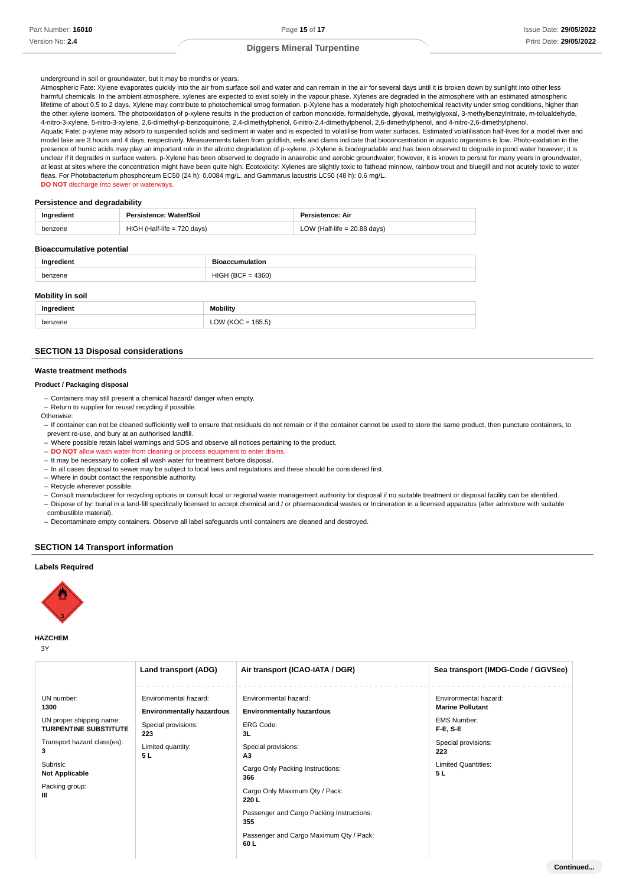underground in soil or groundwater, but it may be months or years.

Atmospheric Fate: Xylene evaporates quickly into the air from surface soil and water and can remain in the air for several days until it is broken down by sunlight into other less harmful chemicals. In the ambient atmosphere, xylenes are expected to exist solely in the vapour phase. Xylenes are degraded in the atmosphere with an estimated atmospheric lifetime of about 0.5 to 2 days. Xylene may contribute to photochemical smog formation. p-Xylene has a moderately high photochemical reactivity under smog conditions, higher than the other xylene isomers. The photooxidation of p-xylene results in the production of carbon monoxide, formaldehyde, glyoxal, methylglyoxal, 3-methylbenzylnitrate, m-tolualdehyde, 4-nitro-3-xylene, 5-nitro-3-xylene, 2,6-dimethyl-p-benzoquinone, 2,4-dimethylphenol, 6-nitro-2,4-dimethylphenol, 2,6-dimethylphenol, and 4-nitro-2,6-dimethylphenol.

Aquatic Fate: p-xylene may adsorb to suspended solids and sediment in water and is expected to volatilise from water surfaces. Estimated volatilisation half-lives for a model river and model lake are 3 hours and 4 days, respectively. Measurements taken from goldfish, eels and clams indicate that bioconcentration in aquatic organisms is low. Photo-oxidation in the presence of humic acids may play an important role in the abiotic degradation of p-xylene. p-Xylene is biodegradable and has been observed to degrade in pond water however; it is unclear if it degrades in surface waters. p-Xylene has been observed to degrade in anaerobic and aerobic groundwater; however, it is known to persist for many years in groundwater, at least at sites where the concentration might have been quite high. Ecotoxicity: Xylenes are slightly toxic to fathead minnow, rainbow trout and bluegill and not acutely toxic to water fleas. For Photobacterium phosphoreum EC50 (24 h): 0.0084 mg/L. and Gammarus lacustris LC50 (48 h): 0.6 mg/L.

**DO NOT** discharge into sewer or waterways.

### Persistence and degradability

| Ingredient | Persistence: Water/Soil | Persistence: Air |
|---|---|---|
| benzene | HIGH (Half-life = 720 days) | LOW (Half-life = 20.88 days) |

### Bioaccumulative potential

| Ingredient | Bioaccumulation |
|---|---|
| benzene | HIGH (BCF = 4360) |

### Mobility in soil

| Ingredient | Mobility |
|---|---|
| benzene | LOW (KOC = 165.5) |

## SECTION 13 Disposal considerations

### Waste treatment methods

**Product / Packaging disposal**

- Containers may still present a chemical hazard/ danger when empty.
- Return to supplier for reuse/ recycling if possible.

Otherwise:

- If container can not be cleaned sufficiently well to ensure that residuals do not remain or if the container cannot be used to store the same product, then puncture containers, to prevent re-use, and bury at an authorised landfill.
- Where possible retain label warnings and SDS and observe all notices pertaining to the product.
- **DO NOT** allow wash water from cleaning or process equipment to enter drains.
- It may be necessary to collect all wash water for treatment before disposal.
- In all cases disposal to sewer may be subject to local laws and regulations and these should be considered first.
- Where in doubt contact the responsible authority.
- Recycle wherever possible.
- Consult manufacturer for recycling options or consult local or regional waste management authority for disposal if no suitable treatment or disposal facility can be identified.
- Dispose of by: burial in a land-fill specifically licensed to accept chemical and / or pharmaceutical wastes or Incineration in a licensed apparatus (after admixture with suitable combustible material).
- Decontaminate empty containers. Observe all label safeguards until containers are cleaned and destroyed.

## SECTION 14 Transport information

### Labels Required

**HAZCHEM**

3Y

| | Land transport (ADG) | Air transport (ICAO-IATA / DGR) | Sea transport (IMDG-Code / GGVSee) |
|---|---|---|---|
| UN number: **1300**<br>UN proper shipping name: **TURPENTINE SUBSTITUTE**<br>Transport hazard class(es): **3**<br>Subrisk: **Not Applicable**<br>Packing group: **III** | Environmental hazard: **Environmentally hazardous**<br>Special provisions: **223**<br>Limited quantity: **5 L** | Environmental hazard: **Environmentally hazardous**<br>ERG Code: **3L**<br>Special provisions: **A3**<br>Cargo Only Packing Instructions: **366**<br>Cargo Only Maximum Qty / Pack: **220 L**<br>Passenger and Cargo Packing Instructions: **355**<br>Passenger and Cargo Maximum Qty / Pack: **60 L** | Environmental hazard: **Marine Pollutant**<br>EMS Number: **F-E, S-E**<br>Special provisions: **223**<br>Limited Quantities: **5 L** |

**Continued...**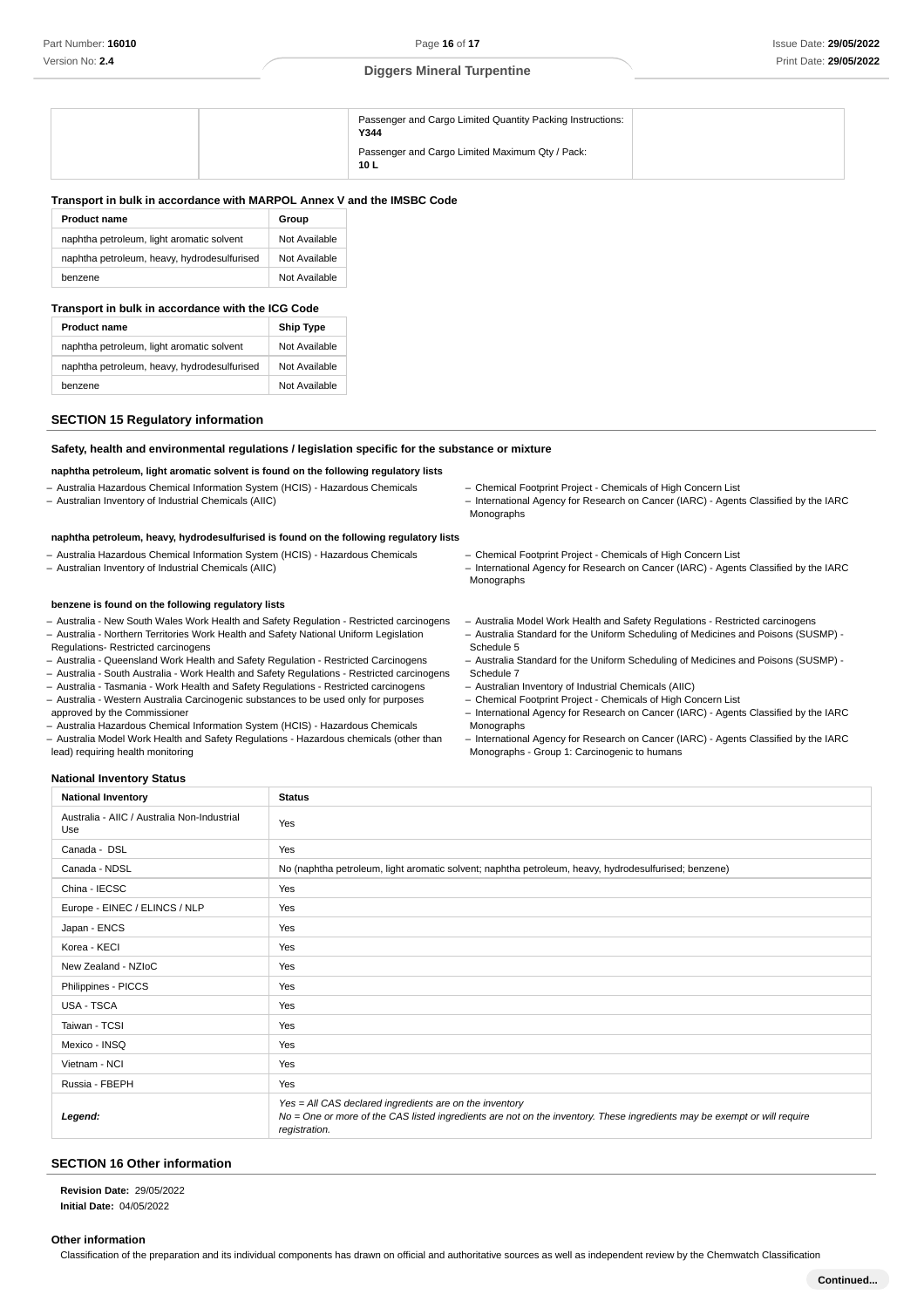| | | Passenger and Cargo Limited Quantity Packing Instructions: **Y344**<br>Passenger and Cargo Limited Maximum Qty / Pack: **10 L** | |
|---|---|---|---|

**Transport in bulk in accordance with MARPOL Annex V and the IMSBC Code**

| Product name | Group |
|---|---|
| naphtha petroleum, light aromatic solvent | Not Available |
| naphtha petroleum, heavy, hydrodesulfurised | Not Available |
| benzene | Not Available |

**Transport in bulk in accordance with the ICG Code**

| Product name | Ship Type |
|---|---|
| naphtha petroleum, light aromatic solvent | Not Available |
| naphtha petroleum, heavy, hydrodesulfurised | Not Available |
| benzene | Not Available |

## SECTION 15 Regulatory information

### Safety, health and environmental regulations / legislation specific for the substance or mixture

**naphtha petroleum, light aromatic solvent is found on the following regulatory lists**

- Australia Hazardous Chemical Information System (HCIS) - Hazardous Chemicals
- Australian Inventory of Industrial Chemicals (AIIC)
- Chemical Footprint Project - Chemicals of High Concern List
- International Agency for Research on Cancer (IARC) - Agents Classified by the IARC Monographs

**naphtha petroleum, heavy, hydrodesulfurised is found on the following regulatory lists**

- Australia Hazardous Chemical Information System (HCIS) - Hazardous Chemicals
- Australian Inventory of Industrial Chemicals (AIIC)
- Chemical Footprint Project - Chemicals of High Concern List
- International Agency for Research on Cancer (IARC) - Agents Classified by the IARC Monographs

**benzene is found on the following regulatory lists**

- Australia - New South Wales Work Health and Safety Regulation - Restricted carcinogens
- Australia - Northern Territories Work Health and Safety National Uniform Legislation Regulations- Restricted carcinogens
- Australia - Queensland Work Health and Safety Regulation - Restricted Carcinogens
- Australia - South Australia - Work Health and Safety Regulations - Restricted carcinogens
- Australia - Tasmania - Work Health and Safety Regulations - Restricted carcinogens
- Australia - Western Australia Carcinogenic substances to be used only for purposes approved by the Commissioner
- Australia Hazardous Chemical Information System (HCIS) - Hazardous Chemicals
- Australia Model Work Health and Safety Regulations - Hazardous chemicals (other than lead) requiring health monitoring
- Australia Model Work Health and Safety Regulations - Restricted carcinogens
- Australia Standard for the Uniform Scheduling of Medicines and Poisons (SUSMP) - Schedule 5
- Australia Standard for the Uniform Scheduling of Medicines and Poisons (SUSMP) - Schedule 7
- Australian Inventory of Industrial Chemicals (AIIC)
- Chemical Footprint Project - Chemicals of High Concern List
- International Agency for Research on Cancer (IARC) - Agents Classified by the IARC Monographs
- International Agency for Research on Cancer (IARC) - Agents Classified by the IARC Monographs - Group 1: Carcinogenic to humans

**National Inventory Status**

| National Inventory | Status |
|---|---|
| Australia - AIIC / Australia Non-Industrial Use | Yes |
| Canada - DSL | Yes |
| Canada - NDSL | No (naphtha petroleum, light aromatic solvent; naphtha petroleum, heavy, hydrodesulfurised; benzene) |
| China - IECSC | Yes |
| Europe - EINEC / ELINCS / NLP | Yes |
| Japan - ENCS | Yes |
| Korea - KECI | Yes |
| New Zealand - NZIoC | Yes |
| Philippines - PICCS | Yes |
| USA - TSCA | Yes |
| Taiwan - TCSI | Yes |
| Mexico - INSQ | Yes |
| Vietnam - NCI | Yes |
| Russia - FBEPH | Yes |
| ***Legend:*** | *Yes = All CAS declared ingredients are on the inventory*<br>*No = One or more of the CAS listed ingredients are not on the inventory. These ingredients may be exempt or will require registration.* |

## SECTION 16 Other information

**Revision Date:** 29/05/2022
**Initial Date:** 04/05/2022

**Other information**

Classification of the preparation and its individual components has drawn on official and authoritative sources as well as independent review by the Chemwatch Classification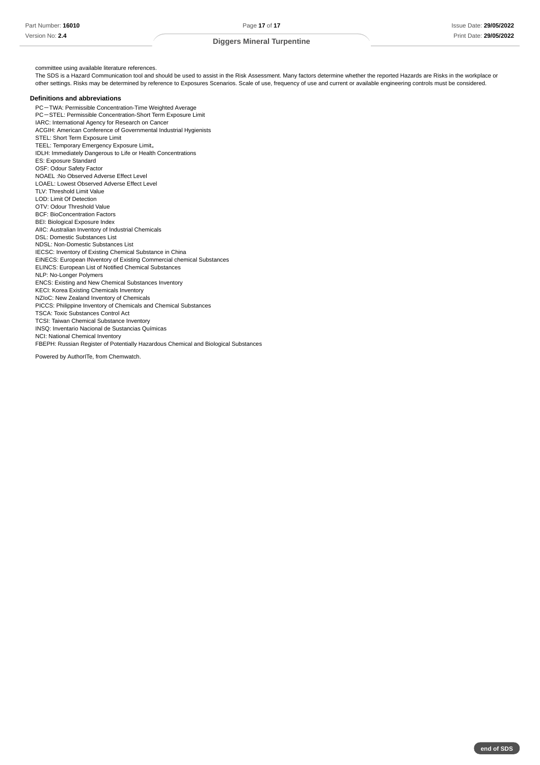committee using available literature references.

The SDS is a Hazard Communication tool and should be used to assist in the Risk Assessment. Many factors determine whether the reported Hazards are Risks in the workplace or other settings. Risks may be determined by reference to Exposures Scenarios. Scale of use, frequency of use and current or available engineering controls must be considered.

### Definitions and abbreviations

PC－TWA: Permissible Concentration-Time Weighted Average
PC－STEL: Permissible Concentration-Short Term Exposure Limit
IARC: International Agency for Research on Cancer
ACGIH: American Conference of Governmental Industrial Hygienists
STEL: Short Term Exposure Limit
TEEL: Temporary Emergency Exposure Limit。
IDLH: Immediately Dangerous to Life or Health Concentrations
ES: Exposure Standard
OSF: Odour Safety Factor
NOAEL :No Observed Adverse Effect Level
LOAEL: Lowest Observed Adverse Effect Level
TLV: Threshold Limit Value
LOD: Limit Of Detection
OTV: Odour Threshold Value
BCF: BioConcentration Factors
BEI: Biological Exposure Index
AIIC: Australian Inventory of Industrial Chemicals
DSL: Domestic Substances List
NDSL: Non-Domestic Substances List
IECSC: Inventory of Existing Chemical Substance in China
EINECS: European INventory of Existing Commercial chemical Substances
ELINCS: European List of Notified Chemical Substances
NLP: No-Longer Polymers
ENCS: Existing and New Chemical Substances Inventory
KECI: Korea Existing Chemicals Inventory
NZIoC: New Zealand Inventory of Chemicals
PICCS: Philippine Inventory of Chemicals and Chemical Substances
TSCA: Toxic Substances Control Act
TCSI: Taiwan Chemical Substance Inventory
INSQ: Inventario Nacional de Sustancias Químicas
NCI: National Chemical Inventory
FBEPH: Russian Register of Potentially Hazardous Chemical and Biological Substances

Powered by AuthorITe, from Chemwatch.

end of SDS